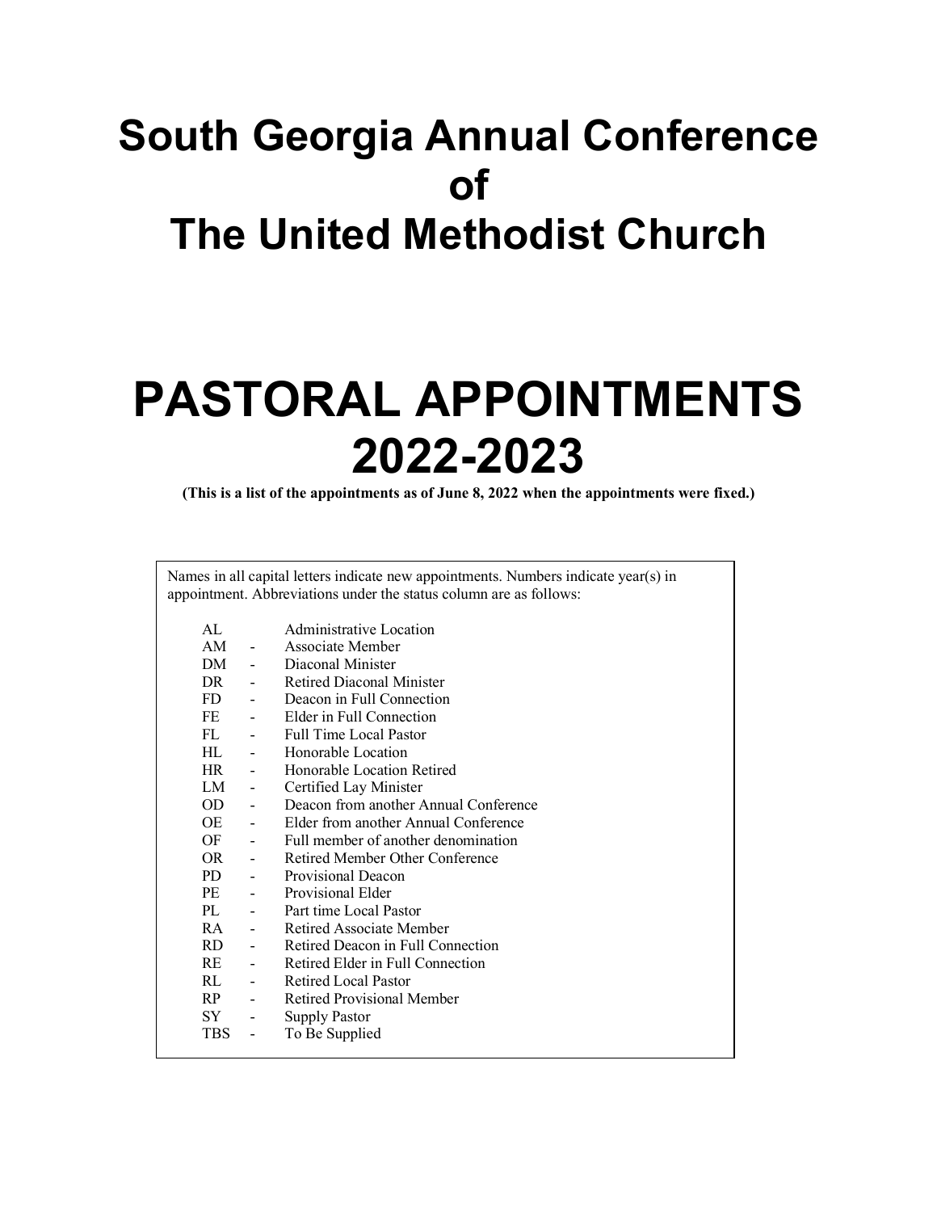# South Georgia Annual Conference of The United Methodist Church

# PASTORAL APPOINTMENTS 2022-2023

**(This is a list of the appointments as of June 8, 2022 when the appointments were fixed.)**

Names in all capital letters indicate new appointments. Numbers indicate year(s) in appointment. Abbreviations under the status column are as follows:

| | | |
|---|---|---|
| AL | | Administrative Location |
| AM | - | Associate Member |
| DM | - | Diaconal Minister |
| DR | - | Retired Diaconal Minister |
| FD | - | Deacon in Full Connection |
| FE | - | Elder in Full Connection |
| FL | - | Full Time Local Pastor |
| HL | - | Honorable Location |
| HR | - | Honorable Location Retired |
| LM | - | Certified Lay Minister |
| OD | - | Deacon from another Annual Conference |
| OE | - | Elder from another Annual Conference |
| OF | - | Full member of another denomination |
| OR | - | Retired Member Other Conference |
| PD | - | Provisional Deacon |
| PE | - | Provisional Elder |
| PL | - | Part time Local Pastor |
| RA | - | Retired Associate Member |
| RD | - | Retired Deacon in Full Connection |
| RE | - | Retired Elder in Full Connection |
| RL | - | Retired Local Pastor |
| RP | - | Retired Provisional Member |
| SY | - | Supply Pastor |
| TBS | - | To Be Supplied |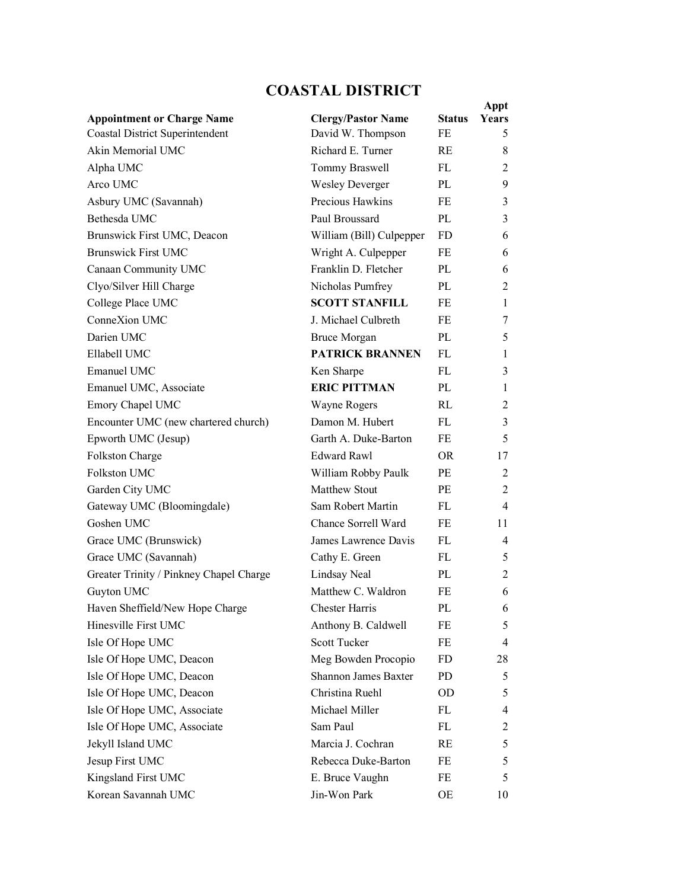# COASTAL DISTRICT

| Appointment or Charge Name | Clergy/Pastor Name | Status | Appt Years |
| --- | --- | --- | --- |
| Coastal District Superintendent | David W. Thompson | FE | 5 |
| Akin Memorial UMC | Richard E. Turner | RE | 8 |
| Alpha UMC | Tommy Braswell | FL | 2 |
| Arco UMC | Wesley Deverger | PL | 9 |
| Asbury UMC (Savannah) | Precious Hawkins | FE | 3 |
| Bethesda UMC | Paul Broussard | PL | 3 |
| Brunswick First UMC, Deacon | William (Bill) Culpepper | FD | 6 |
| Brunswick First UMC | Wright A. Culpepper | FE | 6 |
| Canaan Community UMC | Franklin D. Fletcher | PL | 6 |
| Clyo/Silver Hill Charge | Nicholas Pumfrey | PL | 2 |
| College Place UMC | **SCOTT STANFILL** | FE | 1 |
| ConneXion UMC | J. Michael Culbreth | FE | 7 |
| Darien UMC | Bruce Morgan | PL | 5 |
| Ellabell UMC | **PATRICK BRANNEN** | FL | 1 |
| Emanuel UMC | Ken Sharpe | FL | 3 |
| Emanuel UMC, Associate | **ERIC PITTMAN** | PL | 1 |
| Emory Chapel UMC | Wayne Rogers | RL | 2 |
| Encounter UMC (new chartered church) | Damon M. Hubert | FL | 3 |
| Epworth UMC (Jesup) | Garth A. Duke-Barton | FE | 5 |
| Folkston Charge | Edward Rawl | OR | 17 |
| Folkston UMC | William Robby Paulk | PE | 2 |
| Garden City UMC | Matthew Stout | PE | 2 |
| Gateway UMC (Bloomingdale) | Sam Robert Martin | FL | 4 |
| Goshen UMC | Chance Sorrell Ward | FE | 11 |
| Grace UMC (Brunswick) | James Lawrence Davis | FL | 4 |
| Grace UMC (Savannah) | Cathy E. Green | FL | 5 |
| Greater Trinity / Pinkney Chapel Charge | Lindsay Neal | PL | 2 |
| Guyton UMC | Matthew C. Waldron | FE | 6 |
| Haven Sheffield/New Hope Charge | Chester Harris | PL | 6 |
| Hinesville First UMC | Anthony B. Caldwell | FE | 5 |
| Isle Of Hope UMC | Scott Tucker | FE | 4 |
| Isle Of Hope UMC, Deacon | Meg Bowden Procopio | FD | 28 |
| Isle Of Hope UMC, Deacon | Shannon James Baxter | PD | 5 |
| Isle Of Hope UMC, Deacon | Christina Ruehl | OD | 5 |
| Isle Of Hope UMC, Associate | Michael Miller | FL | 4 |
| Isle Of Hope UMC, Associate | Sam Paul | FL | 2 |
| Jekyll Island UMC | Marcia J. Cochran | RE | 5 |
| Jesup First UMC | Rebecca Duke-Barton | FE | 5 |
| Kingsland First UMC | E. Bruce Vaughn | FE | 5 |
| Korean Savannah UMC | Jin-Won Park | OE | 10 |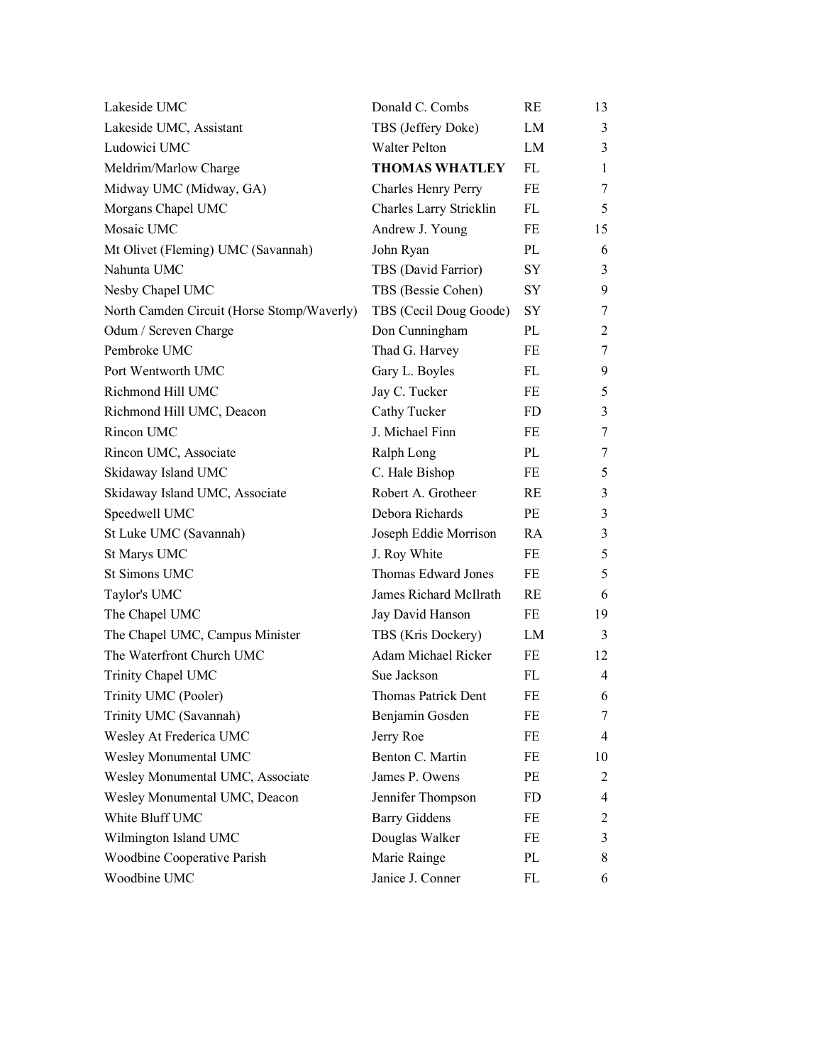| | | | |
|---|---|---|---|
| Lakeside UMC | Donald C. Combs | RE | 13 |
| Lakeside UMC, Assistant | TBS (Jeffery Doke) | LM | 3 |
| Ludowici UMC | Walter Pelton | LM | 3 |
| Meldrim/Marlow Charge | **THOMAS WHATLEY** | FL | 1 |
| Midway UMC (Midway, GA) | Charles Henry Perry | FE | 7 |
| Morgans Chapel UMC | Charles Larry Stricklin | FL | 5 |
| Mosaic UMC | Andrew J. Young | FE | 15 |
| Mt Olivet (Fleming) UMC (Savannah) | John Ryan | PL | 6 |
| Nahunta UMC | TBS (David Farrior) | SY | 3 |
| Nesby Chapel UMC | TBS (Bessie Cohen) | SY | 9 |
| North Camden Circuit (Horse Stomp/Waverly) | TBS (Cecil Doug Goode) | SY | 7 |
| Odum / Screven Charge | Don Cunningham | PL | 2 |
| Pembroke UMC | Thad G. Harvey | FE | 7 |
| Port Wentworth UMC | Gary L. Boyles | FL | 9 |
| Richmond Hill UMC | Jay C. Tucker | FE | 5 |
| Richmond Hill UMC, Deacon | Cathy Tucker | FD | 3 |
| Rincon UMC | J. Michael Finn | FE | 7 |
| Rincon UMC, Associate | Ralph Long | PL | 7 |
| Skidaway Island UMC | C. Hale Bishop | FE | 5 |
| Skidaway Island UMC, Associate | Robert A. Grotheer | RE | 3 |
| Speedwell UMC | Debora Richards | PE | 3 |
| St Luke UMC (Savannah) | Joseph Eddie Morrison | RA | 3 |
| St Marys UMC | J. Roy White | FE | 5 |
| St Simons UMC | Thomas Edward Jones | FE | 5 |
| Taylor's UMC | James Richard McIlrath | RE | 6 |
| The Chapel UMC | Jay David Hanson | FE | 19 |
| The Chapel UMC, Campus Minister | TBS (Kris Dockery) | LM | 3 |
| The Waterfront Church UMC | Adam Michael Ricker | FE | 12 |
| Trinity Chapel UMC | Sue Jackson | FL | 4 |
| Trinity UMC (Pooler) | Thomas Patrick Dent | FE | 6 |
| Trinity UMC (Savannah) | Benjamin Gosden | FE | 7 |
| Wesley At Frederica UMC | Jerry Roe | FE | 4 |
| Wesley Monumental UMC | Benton C. Martin | FE | 10 |
| Wesley Monumental UMC, Associate | James P. Owens | PE | 2 |
| Wesley Monumental UMC, Deacon | Jennifer Thompson | FD | 4 |
| White Bluff UMC | Barry Giddens | FE | 2 |
| Wilmington Island UMC | Douglas Walker | FE | 3 |
| Woodbine Cooperative Parish | Marie Rainge | PL | 8 |
| Woodbine UMC | Janice J. Conner | FL | 6 |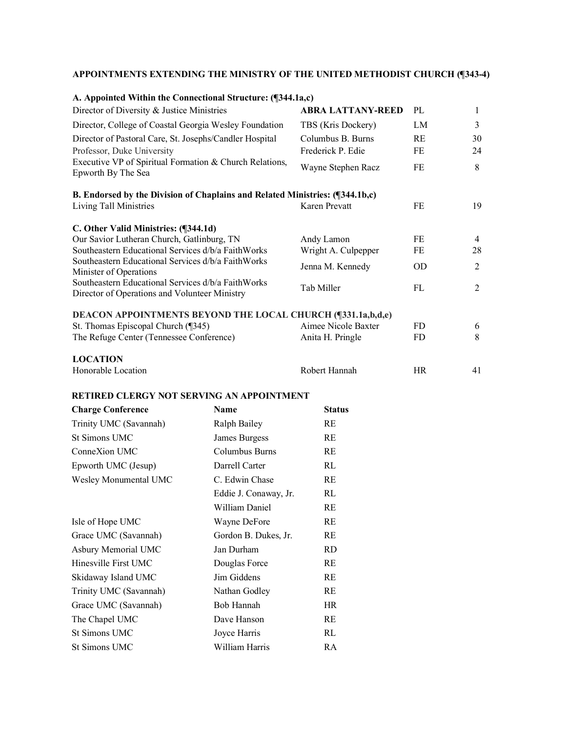## APPOINTMENTS EXTENDING THE MINISTRY OF THE UNITED METHODIST CHURCH (¶343-4)

### A. Appointed Within the Connectional Structure: (¶344.1a,c)

| | | | |
|---|---|---|---|
| Director of Diversity & Justice Ministries | **ABRA LATTANY-REED** | PL | 1 |
| Director, College of Coastal Georgia Wesley Foundation | TBS (Kris Dockery) | LM | 3 |
| Director of Pastoral Care, St. Josephs/Candler Hospital | Columbus B. Burns | RE | 30 |
| Professor, Duke University | Frederick P. Edie | FE | 24 |
| Executive VP of Spiritual Formation & Church Relations, Epworth By The Sea | Wayne Stephen Racz | FE | 8 |

### B. Endorsed by the Division of Chaplains and Related Ministries: (¶344.1b,c)

| | | | |
|---|---|---|---|
| Living Tall Ministries | Karen Prevatt | FE | 19 |

### C. Other Valid Ministries: (¶344.1d)

| | | | |
|---|---|---|---|
| Our Savior Lutheran Church, Gatlinburg, TN | Andy Lamon | FE | 4 |
| Southeastern Educational Services d/b/a FaithWorks | Wright A. Culpepper | FE | 28 |
| Southeastern Educational Services d/b/a FaithWorks Minister of Operations | Jenna M. Kennedy | OD | 2 |
| Southeastern Educational Services d/b/a FaithWorks Director of Operations and Volunteer Ministry | Tab Miller | FL | 2 |

### DEACON APPOINTMENTS BEYOND THE LOCAL CHURCH (¶331.1a,b,d,e)

| | | | |
|---|---|---|---|
| St. Thomas Episcopal Church (¶345) | Aimee Nicole Baxter | FD | 6 |
| The Refuge Center (Tennessee Conference) | Anita H. Pringle | FD | 8 |

### LOCATION

| | | | |
|---|---|---|---|
| Honorable Location | Robert Hannah | HR | 41 |

## RETIRED CLERGY NOT SERVING AN APPOINTMENT

| Charge Conference | Name | Status |
|---|---|---|
| Trinity UMC (Savannah) | Ralph Bailey | RE |
| St Simons UMC | James Burgess | RE |
| ConneXion UMC | Columbus Burns | RE |
| Epworth UMC (Jesup) | Darrell Carter | RL |
| Wesley Monumental UMC | C. Edwin Chase | RE |
| | Eddie J. Conaway, Jr. | RL |
| | William Daniel | RE |
| Isle of Hope UMC | Wayne DeFore | RE |
| Grace UMC (Savannah) | Gordon B. Dukes, Jr. | RE |
| Asbury Memorial UMC | Jan Durham | RD |
| Hinesville First UMC | Douglas Force | RE |
| Skidaway Island UMC | Jim Giddens | RE |
| Trinity UMC (Savannah) | Nathan Godley | RE |
| Grace UMC (Savannah) | Bob Hannah | HR |
| The Chapel UMC | Dave Hanson | RE |
| St Simons UMC | Joyce Harris | RL |
| St Simons UMC | William Harris | RA |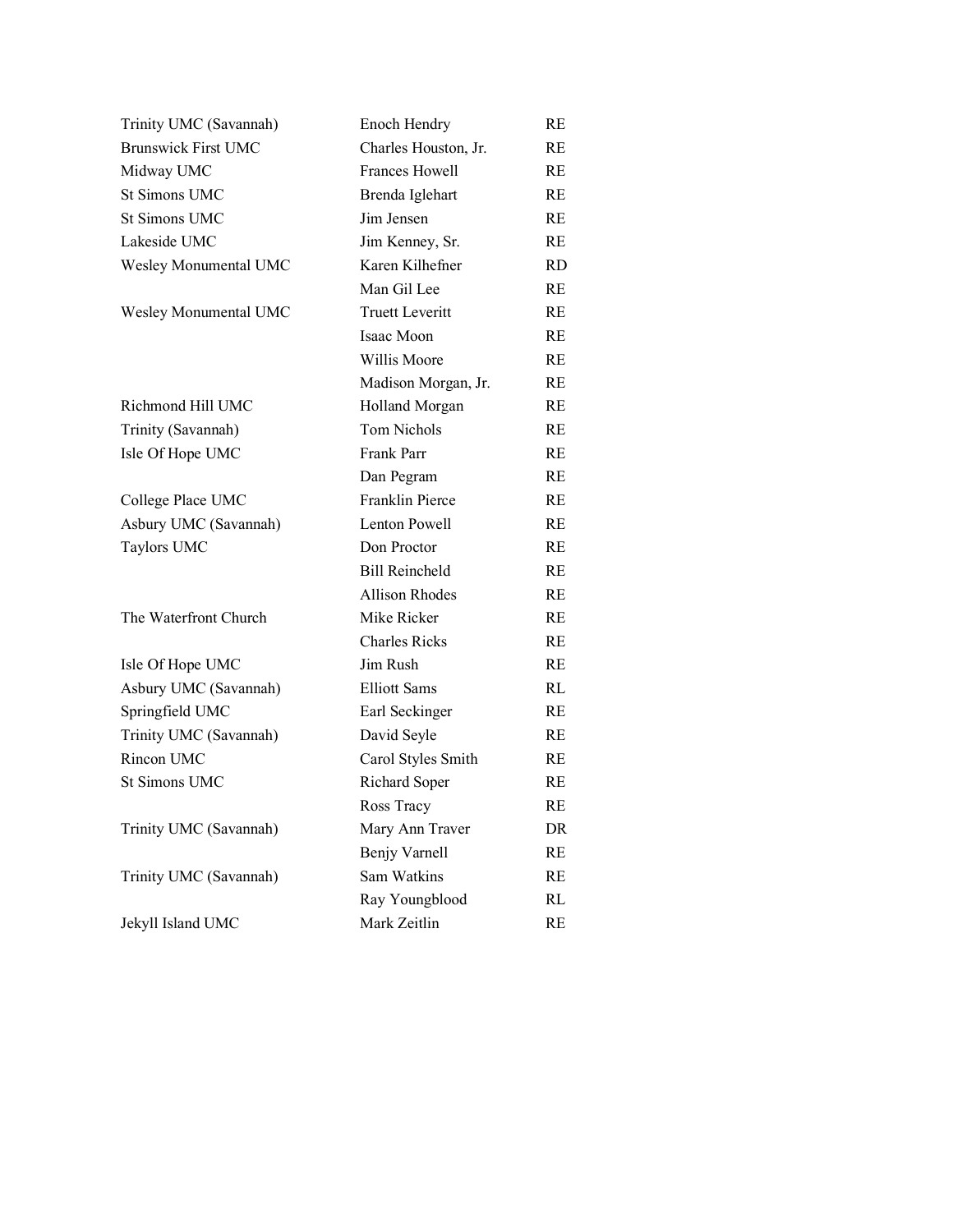| | | |
|---|---|---|
| Trinity UMC (Savannah) | Enoch Hendry | RE |
| Brunswick First UMC | Charles Houston, Jr. | RE |
| Midway UMC | Frances Howell | RE |
| St Simons UMC | Brenda Iglehart | RE |
| St Simons UMC | Jim Jensen | RE |
| Lakeside UMC | Jim Kenney, Sr. | RE |
| Wesley Monumental UMC | Karen Kilhefner | RD |
| | Man Gil Lee | RE |
| Wesley Monumental UMC | Truett Leveritt | RE |
| | Isaac Moon | RE |
| | Willis Moore | RE |
| | Madison Morgan, Jr. | RE |
| Richmond Hill UMC | Holland Morgan | RE |
| Trinity (Savannah) | Tom Nichols | RE |
| Isle Of Hope UMC | Frank Parr | RE |
| | Dan Pegram | RE |
| College Place UMC | Franklin Pierce | RE |
| Asbury UMC (Savannah) | Lenton Powell | RE |
| Taylors UMC | Don Proctor | RE |
| | Bill Reincheld | RE |
| | Allison Rhodes | RE |
| The Waterfront Church | Mike Ricker | RE |
| | Charles Ricks | RE |
| Isle Of Hope UMC | Jim Rush | RE |
| Asbury UMC (Savannah) | Elliott Sams | RL |
| Springfield UMC | Earl Seckinger | RE |
| Trinity UMC (Savannah) | David Seyle | RE |
| Rincon UMC | Carol Styles Smith | RE |
| St Simons UMC | Richard Soper | RE |
| | Ross Tracy | RE |
| Trinity UMC (Savannah) | Mary Ann Traver | DR |
| | Benjy Varnell | RE |
| Trinity UMC (Savannah) | Sam Watkins | RE |
| | Ray Youngblood | RL |
| Jekyll Island UMC | Mark Zeitlin | RE |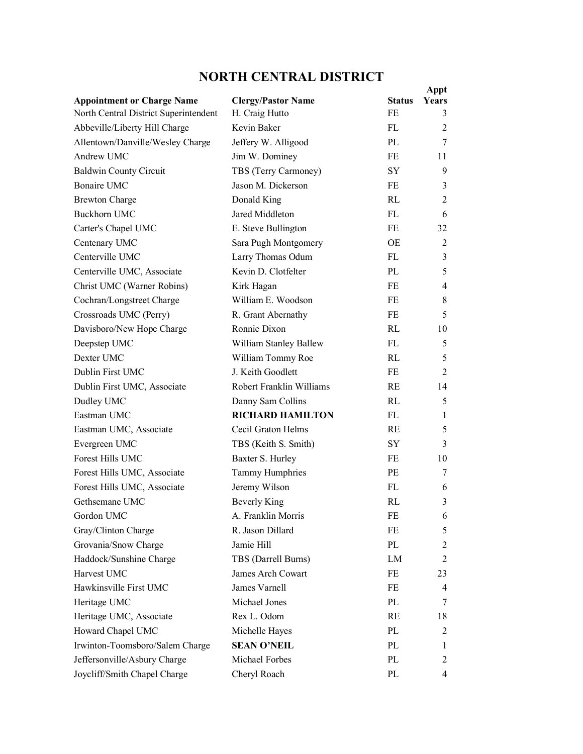# NORTH CENTRAL DISTRICT

| Appointment or Charge Name | Clergy/Pastor Name | Status | Appt Years |
|---|---|---|---|
| North Central District Superintendent | H. Craig Hutto | FE | 3 |
| Abbeville/Liberty Hill Charge | Kevin Baker | FL | 2 |
| Allentown/Danville/Wesley Charge | Jeffery W. Alligood | PL | 7 |
| Andrew UMC | Jim W. Dominey | FE | 11 |
| Baldwin County Circuit | TBS (Terry Carmoney) | SY | 9 |
| Bonaire UMC | Jason M. Dickerson | FE | 3 |
| Brewton Charge | Donald King | RL | 2 |
| Buckhorn UMC | Jared Middleton | FL | 6 |
| Carter's Chapel UMC | E. Steve Bullington | FE | 32 |
| Centenary UMC | Sara Pugh Montgomery | OE | 2 |
| Centerville UMC | Larry Thomas Odum | FL | 3 |
| Centerville UMC, Associate | Kevin D. Clotfelter | PL | 5 |
| Christ UMC (Warner Robins) | Kirk Hagan | FE | 4 |
| Cochran/Longstreet Charge | William E. Woodson | FE | 8 |
| Crossroads UMC (Perry) | R. Grant Abernathy | FE | 5 |
| Davisboro/New Hope Charge | Ronnie Dixon | RL | 10 |
| Deepstep UMC | William Stanley Ballew | FL | 5 |
| Dexter UMC | William Tommy Roe | RL | 5 |
| Dublin First UMC | J. Keith Goodlett | FE | 2 |
| Dublin First UMC, Associate | Robert Franklin Williams | RE | 14 |
| Dudley UMC | Danny Sam Collins | RL | 5 |
| Eastman UMC | **RICHARD HAMILTON** | FL | 1 |
| Eastman UMC, Associate | Cecil Graton Helms | RE | 5 |
| Evergreen UMC | TBS (Keith S. Smith) | SY | 3 |
| Forest Hills UMC | Baxter S. Hurley | FE | 10 |
| Forest Hills UMC, Associate | Tammy Humphries | PE | 7 |
| Forest Hills UMC, Associate | Jeremy Wilson | FL | 6 |
| Gethsemane UMC | Beverly King | RL | 3 |
| Gordon UMC | A. Franklin Morris | FE | 6 |
| Gray/Clinton Charge | R. Jason Dillard | FE | 5 |
| Grovania/Snow Charge | Jamie Hill | PL | 2 |
| Haddock/Sunshine Charge | TBS (Darrell Burns) | LM | 2 |
| Harvest UMC | James Arch Cowart | FE | 23 |
| Hawkinsville First UMC | James Varnell | FE | 4 |
| Heritage UMC | Michael Jones | PL | 7 |
| Heritage UMC, Associate | Rex L. Odom | RE | 18 |
| Howard Chapel UMC | Michelle Hayes | PL | 2 |
| Irwinton-Toomsboro/Salem Charge | **SEAN O'NEIL** | PL | 1 |
| Jeffersonville/Asbury Charge | Michael Forbes | PL | 2 |
| Joycliff/Smith Chapel Charge | Cheryl Roach | PL | 4 |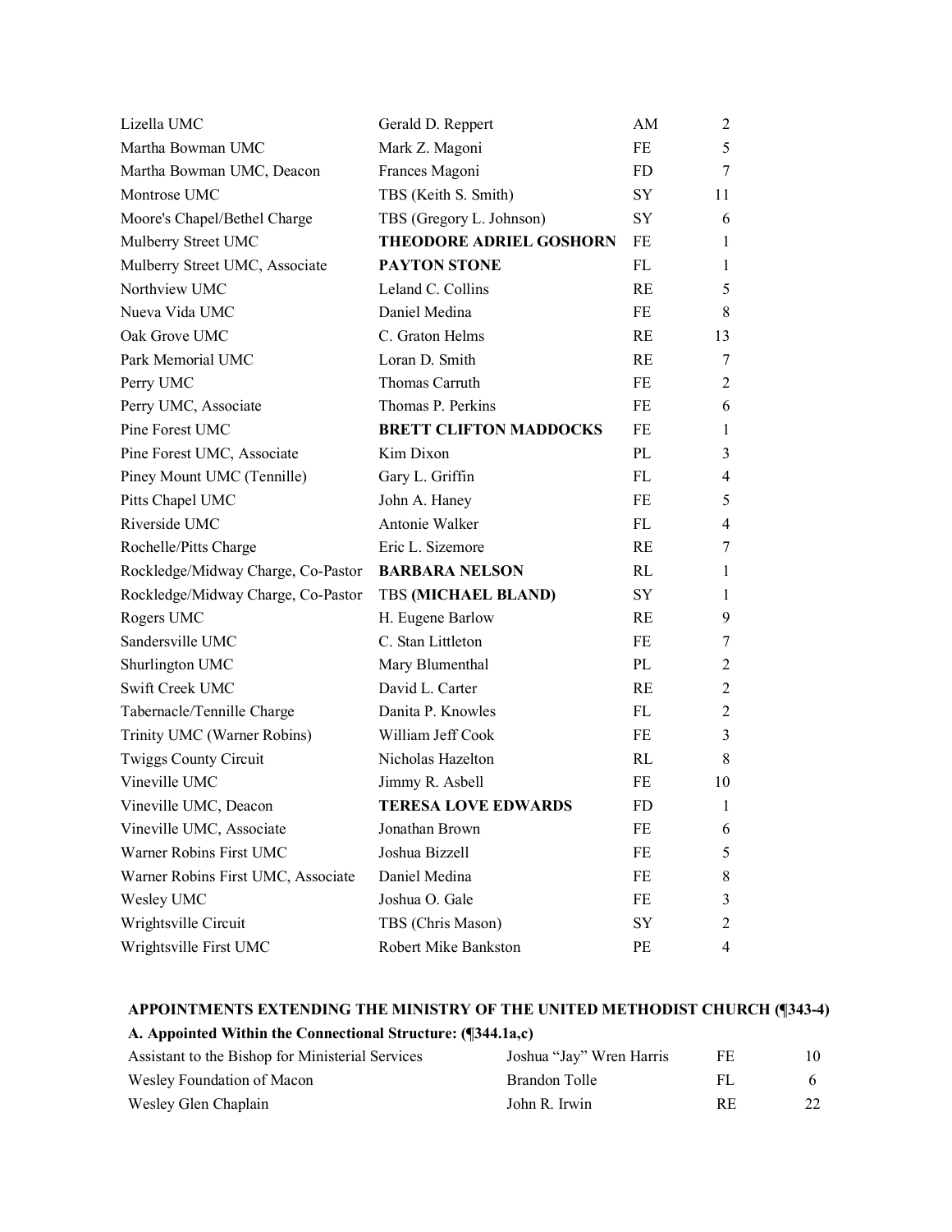| | | | |
|---|---|---|---|
| Lizella UMC | Gerald D. Reppert | AM | 2 |
| Martha Bowman UMC | Mark Z. Magoni | FE | 5 |
| Martha Bowman UMC, Deacon | Frances Magoni | FD | 7 |
| Montrose UMC | TBS (Keith S. Smith) | SY | 11 |
| Moore's Chapel/Bethel Charge | TBS (Gregory L. Johnson) | SY | 6 |
| Mulberry Street UMC | **THEODORE ADRIEL GOSHORN** | FE | 1 |
| Mulberry Street UMC, Associate | **PAYTON STONE** | FL | 1 |
| Northview UMC | Leland C. Collins | RE | 5 |
| Nueva Vida UMC | Daniel Medina | FE | 8 |
| Oak Grove UMC | C. Graton Helms | RE | 13 |
| Park Memorial UMC | Loran D. Smith | RE | 7 |
| Perry UMC | Thomas Carruth | FE | 2 |
| Perry UMC, Associate | Thomas P. Perkins | FE | 6 |
| Pine Forest UMC | **BRETT CLIFTON MADDOCKS** | FE | 1 |
| Pine Forest UMC, Associate | Kim Dixon | PL | 3 |
| Piney Mount UMC (Tennille) | Gary L. Griffin | FL | 4 |
| Pitts Chapel UMC | John A. Haney | FE | 5 |
| Riverside UMC | Antonie Walker | FL | 4 |
| Rochelle/Pitts Charge | Eric L. Sizemore | RE | 7 |
| Rockledge/Midway Charge, Co-Pastor | **BARBARA NELSON** | RL | 1 |
| Rockledge/Midway Charge, Co-Pastor | TBS **(MICHAEL BLAND)** | SY | 1 |
| Rogers UMC | H. Eugene Barlow | RE | 9 |
| Sandersville UMC | C. Stan Littleton | FE | 7 |
| Shurlington UMC | Mary Blumenthal | PL | 2 |
| Swift Creek UMC | David L. Carter | RE | 2 |
| Tabernacle/Tennille Charge | Danita P. Knowles | FL | 2 |
| Trinity UMC (Warner Robins) | William Jeff Cook | FE | 3 |
| Twiggs County Circuit | Nicholas Hazelton | RL | 8 |
| Vineville UMC | Jimmy R. Asbell | FE | 10 |
| Vineville UMC, Deacon | **TERESA LOVE EDWARDS** | FD | 1 |
| Vineville UMC, Associate | Jonathan Brown | FE | 6 |
| Warner Robins First UMC | Joshua Bizzell | FE | 5 |
| Warner Robins First UMC, Associate | Daniel Medina | FE | 8 |
| Wesley UMC | Joshua O. Gale | FE | 3 |
| Wrightsville Circuit | TBS (Chris Mason) | SY | 2 |
| Wrightsville First UMC | Robert Mike Bankston | PE | 4 |

**APPOINTMENTS EXTENDING THE MINISTRY OF THE UNITED METHODIST CHURCH (¶343-4)**

**A. Appointed Within the Connectional Structure: (¶344.1a,c)**

| | | | |
|---|---|---|---|
| Assistant to the Bishop for Ministerial Services | Joshua "Jay" Wren Harris | FE | 10 |
| Wesley Foundation of Macon | Brandon Tolle | FL | 6 |
| Wesley Glen Chaplain | John R. Irwin | RE | 22 |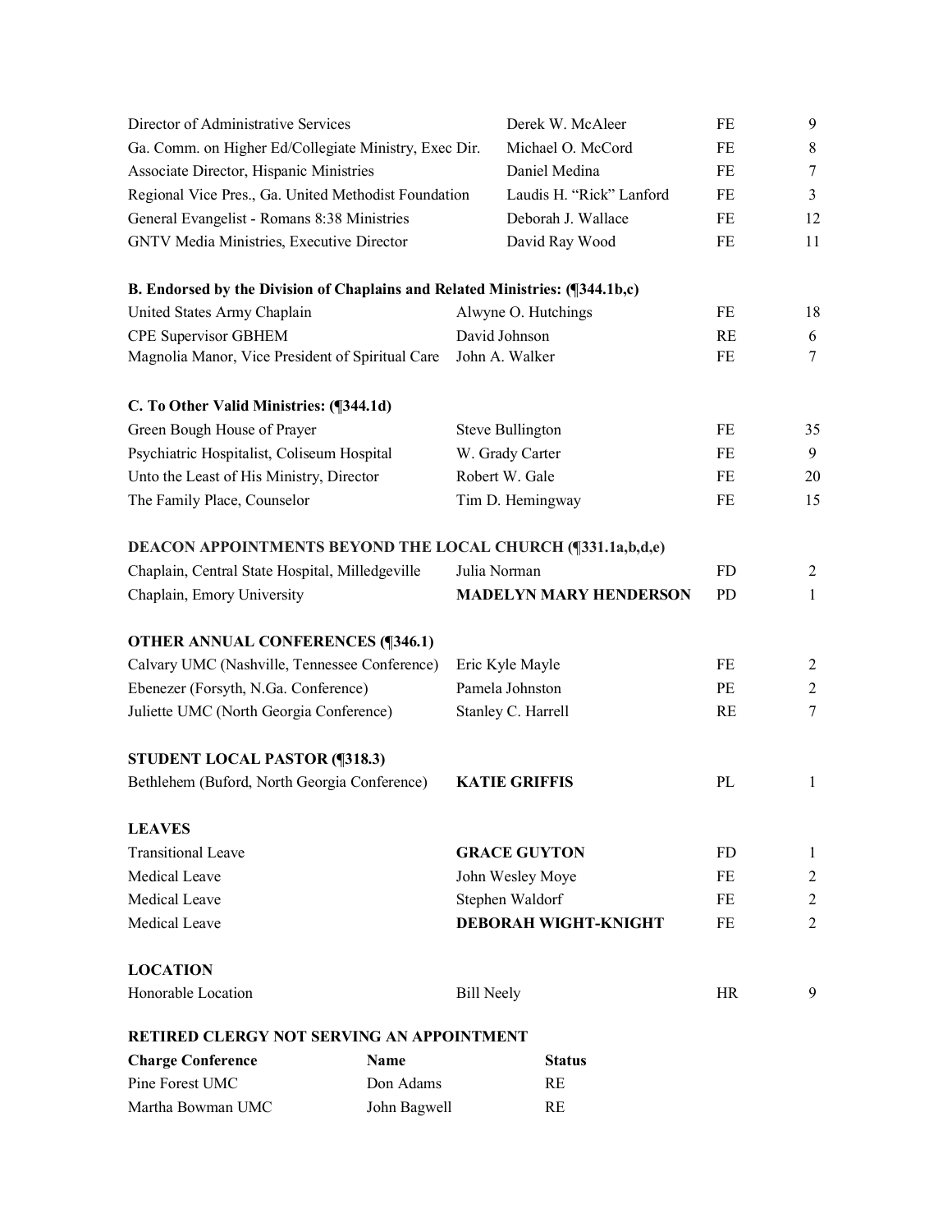| | | | |
|---|---|---|---|
| Director of Administrative Services | Derek W. McAleer | FE | 9 |
| Ga. Comm. on Higher Ed/Collegiate Ministry, Exec Dir. | Michael O. McCord | FE | 8 |
| Associate Director, Hispanic Ministries | Daniel Medina | FE | 7 |
| Regional Vice Pres., Ga. United Methodist Foundation | Laudis H. "Rick" Lanford | FE | 3 |
| General Evangelist - Romans 8:38 Ministries | Deborah J. Wallace | FE | 12 |
| GNTV Media Ministries, Executive Director | David Ray Wood | FE | 11 |

**B. Endorsed by the Division of Chaplains and Related Ministries: (¶344.1b,c)**

| | | | |
|---|---|---|---|
| United States Army Chaplain | Alwyne O. Hutchings | FE | 18 |
| CPE Supervisor GBHEM | David Johnson | RE | 6 |
| Magnolia Manor, Vice President of Spiritual Care | John A. Walker | FE | 7 |

**C. To Other Valid Ministries: (¶344.1d)**

| | | | |
|---|---|---|---|
| Green Bough House of Prayer | Steve Bullington | FE | 35 |
| Psychiatric Hospitalist, Coliseum Hospital | W. Grady Carter | FE | 9 |
| Unto the Least of His Ministry, Director | Robert W. Gale | FE | 20 |
| The Family Place, Counselor | Tim D. Hemingway | FE | 15 |

**DEACON APPOINTMENTS BEYOND THE LOCAL CHURCH (¶331.1a,b,d,e)**

| | | | |
|---|---|---|---|
| Chaplain, Central State Hospital, Milledgeville | Julia Norman | FD | 2 |
| Chaplain, Emory University | **MADELYN MARY HENDERSON** | PD | 1 |

**OTHER ANNUAL CONFERENCES (¶346.1)**

| | | | |
|---|---|---|---|
| Calvary UMC (Nashville, Tennessee Conference) | Eric Kyle Mayle | FE | 2 |
| Ebenezer (Forsyth, N.Ga. Conference) | Pamela Johnston | PE | 2 |
| Juliette UMC (North Georgia Conference) | Stanley C. Harrell | RE | 7 |

**STUDENT LOCAL PASTOR (¶318.3)**

| | | | |
|---|---|---|---|
| Bethlehem (Buford, North Georgia Conference) | **KATIE GRIFFIS** | PL | 1 |

**LEAVES**

| | | | |
|---|---|---|---|
| Transitional Leave | **GRACE GUYTON** | FD | 1 |
| Medical Leave | John Wesley Moye | FE | 2 |
| Medical Leave | Stephen Waldorf | FE | 2 |
| Medical Leave | **DEBORAH WIGHT-KNIGHT** | FE | 2 |

**LOCATION**

| | | | |
|---|---|---|---|
| Honorable Location | Bill Neely | HR | 9 |

**RETIRED CLERGY NOT SERVING AN APPOINTMENT**

| **Charge Conference** | **Name** | **Status** |
|---|---|---|
| Pine Forest UMC | Don Adams | RE |
| Martha Bowman UMC | John Bagwell | RE |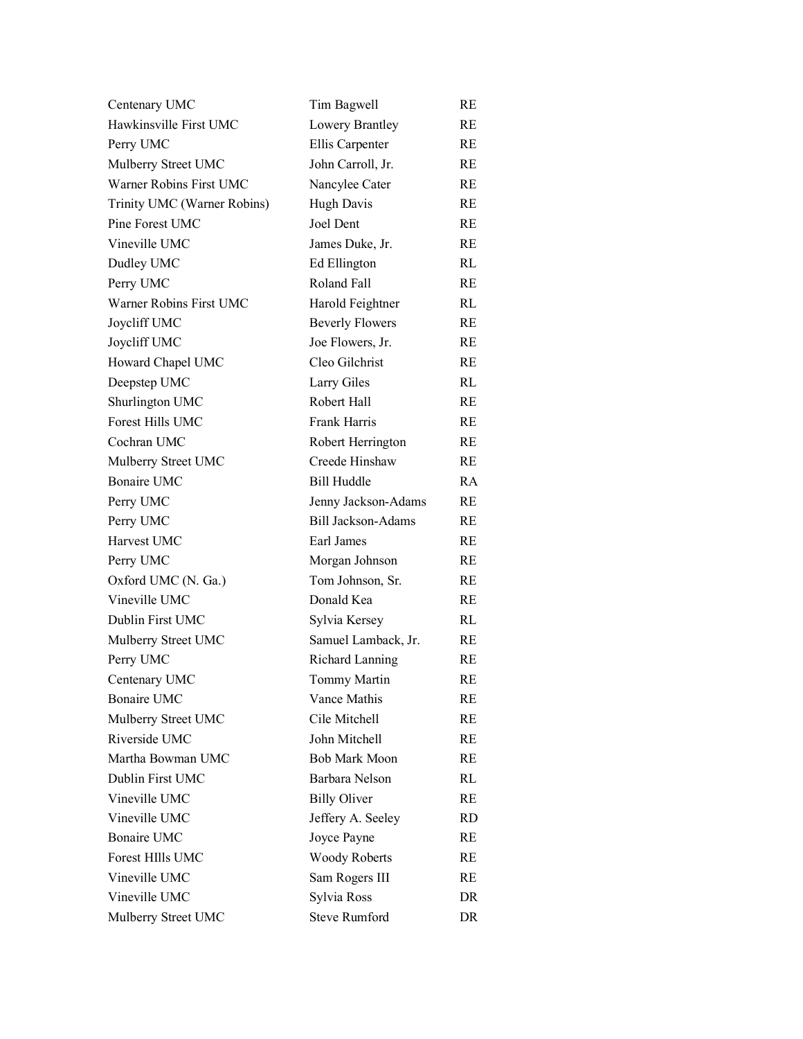| | | |
|---|---|---|
| Centenary UMC | Tim Bagwell | RE |
| Hawkinsville First UMC | Lowery Brantley | RE |
| Perry UMC | Ellis Carpenter | RE |
| Mulberry Street UMC | John Carroll, Jr. | RE |
| Warner Robins First UMC | Nancylee Cater | RE |
| Trinity UMC (Warner Robins) | Hugh Davis | RE |
| Pine Forest UMC | Joel Dent | RE |
| Vineville UMC | James Duke, Jr. | RE |
| Dudley UMC | Ed Ellington | RL |
| Perry UMC | Roland Fall | RE |
| Warner Robins First UMC | Harold Feightner | RL |
| Joycliff UMC | Beverly Flowers | RE |
| Joycliff UMC | Joe Flowers, Jr. | RE |
| Howard Chapel UMC | Cleo Gilchrist | RE |
| Deepstep UMC | Larry Giles | RL |
| Shurlington UMC | Robert Hall | RE |
| Forest Hills UMC | Frank Harris | RE |
| Cochran UMC | Robert Herrington | RE |
| Mulberry Street UMC | Creede Hinshaw | RE |
| Bonaire UMC | Bill Huddle | RA |
| Perry UMC | Jenny Jackson-Adams | RE |
| Perry UMC | Bill Jackson-Adams | RE |
| Harvest UMC | Earl James | RE |
| Perry UMC | Morgan Johnson | RE |
| Oxford UMC (N. Ga.) | Tom Johnson, Sr. | RE |
| Vineville UMC | Donald Kea | RE |
| Dublin First UMC | Sylvia Kersey | RL |
| Mulberry Street UMC | Samuel Lamback, Jr. | RE |
| Perry UMC | Richard Lanning | RE |
| Centenary UMC | Tommy Martin | RE |
| Bonaire UMC | Vance Mathis | RE |
| Mulberry Street UMC | Cile Mitchell | RE |
| Riverside UMC | John Mitchell | RE |
| Martha Bowman UMC | Bob Mark Moon | RE |
| Dublin First UMC | Barbara Nelson | RL |
| Vineville UMC | Billy Oliver | RE |
| Vineville UMC | Jeffery A. Seeley | RD |
| Bonaire UMC | Joyce Payne | RE |
| Forest HIlls UMC | Woody Roberts | RE |
| Vineville UMC | Sam Rogers III | RE |
| Vineville UMC | Sylvia Ross | DR |
| Mulberry Street UMC | Steve Rumford | DR |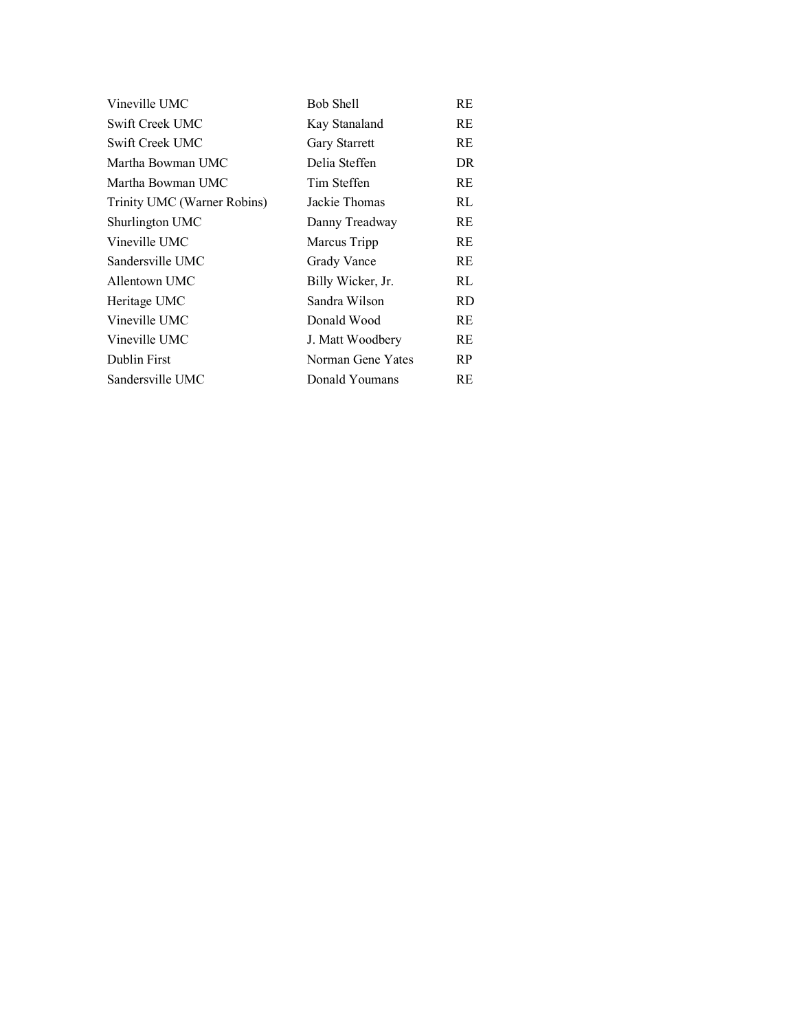| | | |
|---|---|---|
| Vineville UMC | Bob Shell | RE |
| Swift Creek UMC | Kay Stanaland | RE |
| Swift Creek UMC | Gary Starrett | RE |
| Martha Bowman UMC | Delia Steffen | DR |
| Martha Bowman UMC | Tim Steffen | RE |
| Trinity UMC (Warner Robins) | Jackie Thomas | RL |
| Shurlington UMC | Danny Treadway | RE |
| Vineville UMC | Marcus Tripp | RE |
| Sandersville UMC | Grady Vance | RE |
| Allentown UMC | Billy Wicker, Jr. | RL |
| Heritage UMC | Sandra Wilson | RD |
| Vineville UMC | Donald Wood | RE |
| Vineville UMC | J. Matt Woodbery | RE |
| Dublin First | Norman Gene Yates | RP |
| Sandersville UMC | Donald Youmans | RE |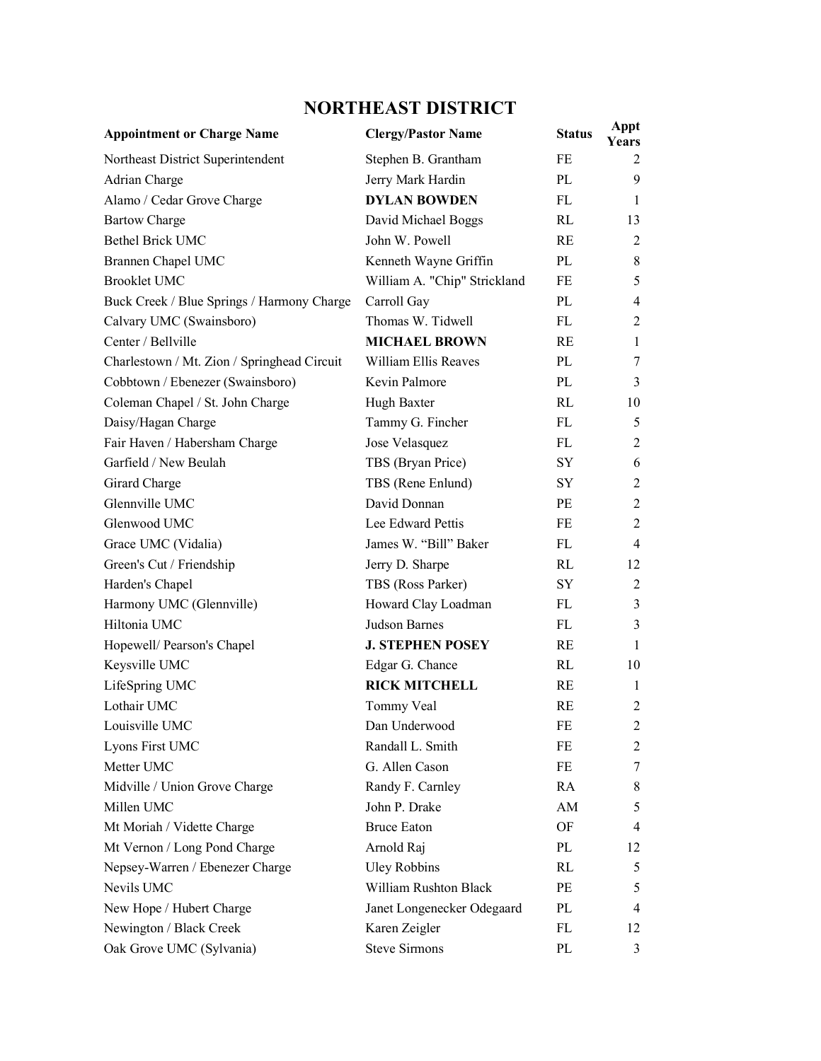# NORTHEAST DISTRICT

| Appointment or Charge Name | Clergy/Pastor Name | Status | Appt Years |
|---|---|---|---|
| Northeast District Superintendent | Stephen B. Grantham | FE | 2 |
| Adrian Charge | Jerry Mark Hardin | PL | 9 |
| Alamo / Cedar Grove Charge | **DYLAN BOWDEN** | FL | 1 |
| Bartow Charge | David Michael Boggs | RL | 13 |
| Bethel Brick UMC | John W. Powell | RE | 2 |
| Brannen Chapel UMC | Kenneth Wayne Griffin | PL | 8 |
| Brooklet UMC | William A. "Chip" Strickland | FE | 5 |
| Buck Creek / Blue Springs / Harmony Charge | Carroll Gay | PL | 4 |
| Calvary UMC (Swainsboro) | Thomas W. Tidwell | FL | 2 |
| Center / Bellville | **MICHAEL BROWN** | RE | 1 |
| Charlestown / Mt. Zion / Springhead Circuit | William Ellis Reaves | PL | 7 |
| Cobbtown / Ebenezer (Swainsboro) | Kevin Palmore | PL | 3 |
| Coleman Chapel / St. John Charge | Hugh Baxter | RL | 10 |
| Daisy/Hagan Charge | Tammy G. Fincher | FL | 5 |
| Fair Haven / Habersham Charge | Jose Velasquez | FL | 2 |
| Garfield / New Beulah | TBS (Bryan Price) | SY | 6 |
| Girard Charge | TBS (Rene Enlund) | SY | 2 |
| Glennville UMC | David Donnan | PE | 2 |
| Glenwood UMC | Lee Edward Pettis | FE | 2 |
| Grace UMC (Vidalia) | James W. “Bill” Baker | FL | 4 |
| Green's Cut / Friendship | Jerry D. Sharpe | RL | 12 |
| Harden's Chapel | TBS (Ross Parker) | SY | 2 |
| Harmony UMC (Glennville) | Howard Clay Loadman | FL | 3 |
| Hiltonia UMC | Judson Barnes | FL | 3 |
| Hopewell/ Pearson's Chapel | **J. STEPHEN POSEY** | RE | 1 |
| Keysville UMC | Edgar G. Chance | RL | 10 |
| LifeSpring UMC | **RICK MITCHELL** | RE | 1 |
| Lothair UMC | Tommy Veal | RE | 2 |
| Louisville UMC | Dan Underwood | FE | 2 |
| Lyons First UMC | Randall L. Smith | FE | 2 |
| Metter UMC | G. Allen Cason | FE | 7 |
| Midville / Union Grove Charge | Randy F. Carnley | RA | 8 |
| Millen UMC | John P. Drake | AM | 5 |
| Mt Moriah / Vidette Charge | Bruce Eaton | OF | 4 |
| Mt Vernon / Long Pond Charge | Arnold Raj | PL | 12 |
| Nepsey-Warren / Ebenezer Charge | Uley Robbins | RL | 5 |
| Nevils UMC | William Rushton Black | PE | 5 |
| New Hope / Hubert Charge | Janet Longenecker Odegaard | PL | 4 |
| Newington / Black Creek | Karen Zeigler | FL | 12 |
| Oak Grove UMC (Sylvania) | Steve Sirmons | PL | 3 |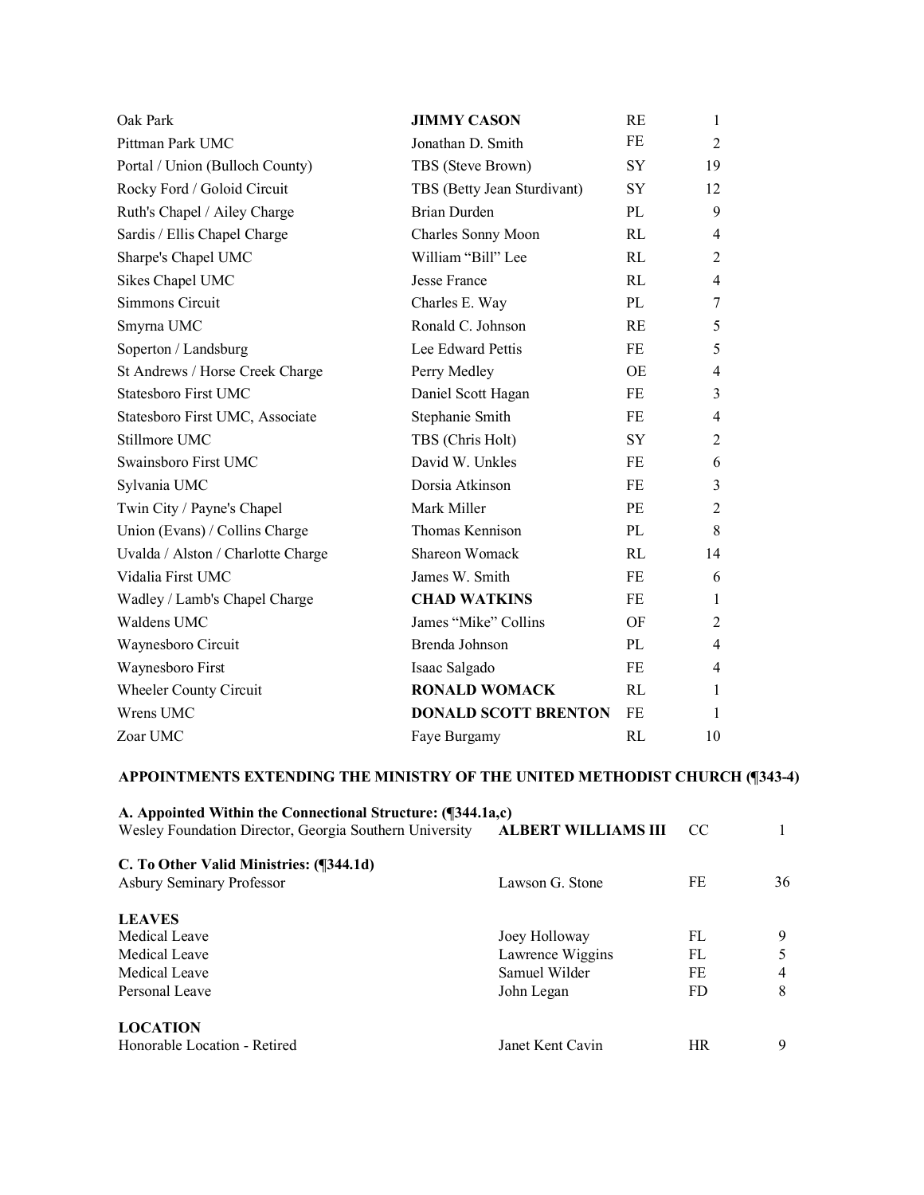| | | | |
|---|---|---|---|
| Oak Park | **JIMMY CASON** | RE | 1 |
| Pittman Park UMC | Jonathan D. Smith | FE | 2 |
| Portal / Union (Bulloch County) | TBS (Steve Brown) | SY | 19 |
| Rocky Ford / Goloid Circuit | TBS (Betty Jean Sturdivant) | SY | 12 |
| Ruth's Chapel / Ailey Charge | Brian Durden | PL | 9 |
| Sardis / Ellis Chapel Charge | Charles Sonny Moon | RL | 4 |
| Sharpe's Chapel UMC | William "Bill" Lee | RL | 2 |
| Sikes Chapel UMC | Jesse France | RL | 4 |
| Simmons Circuit | Charles E. Way | PL | 7 |
| Smyrna UMC | Ronald C. Johnson | RE | 5 |
| Soperton / Landsburg | Lee Edward Pettis | FE | 5 |
| St Andrews / Horse Creek Charge | Perry Medley | OE | 4 |
| Statesboro First UMC | Daniel Scott Hagan | FE | 3 |
| Statesboro First UMC, Associate | Stephanie Smith | FE | 4 |
| Stillmore UMC | TBS (Chris Holt) | SY | 2 |
| Swainsboro First UMC | David W. Unkles | FE | 6 |
| Sylvania UMC | Dorsia Atkinson | FE | 3 |
| Twin City / Payne's Chapel | Mark Miller | PE | 2 |
| Union (Evans) / Collins Charge | Thomas Kennison | PL | 8 |
| Uvalda / Alston / Charlotte Charge | Shareon Womack | RL | 14 |
| Vidalia First UMC | James W. Smith | FE | 6 |
| Wadley / Lamb's Chapel Charge | **CHAD WATKINS** | FE | 1 |
| Waldens UMC | James "Mike" Collins | OF | 2 |
| Waynesboro Circuit | Brenda Johnson | PL | 4 |
| Waynesboro First | Isaac Salgado | FE | 4 |
| Wheeler County Circuit | **RONALD WOMACK** | RL | 1 |
| Wrens UMC | **DONALD SCOTT BRENTON** | FE | 1 |
| Zoar UMC | Faye Burgamy | RL | 10 |

**APPOINTMENTS EXTENDING THE MINISTRY OF THE UNITED METHODIST CHURCH (¶343-4)**

**A. Appointed Within the Connectional Structure: (¶344.1a,c)**

| | | | |
|---|---|---|---|
| Wesley Foundation Director, Georgia Southern University | **ALBERT WILLIAMS III** | CC | 1 |

**C. To Other Valid Ministries: (¶344.1d)**

| | | | |
|---|---|---|---|
| Asbury Seminary Professor | Lawson G. Stone | FE | 36 |

**LEAVES**

| | | | |
|---|---|---|---|
| Medical Leave | Joey Holloway | FL | 9 |
| Medical Leave | Lawrence Wiggins | FL | 5 |
| Medical Leave | Samuel Wilder | FE | 4 |
| Personal Leave | John Legan | FD | 8 |

**LOCATION**

| | | | |
|---|---|---|---|
| Honorable Location - Retired | Janet Kent Cavin | HR | 9 |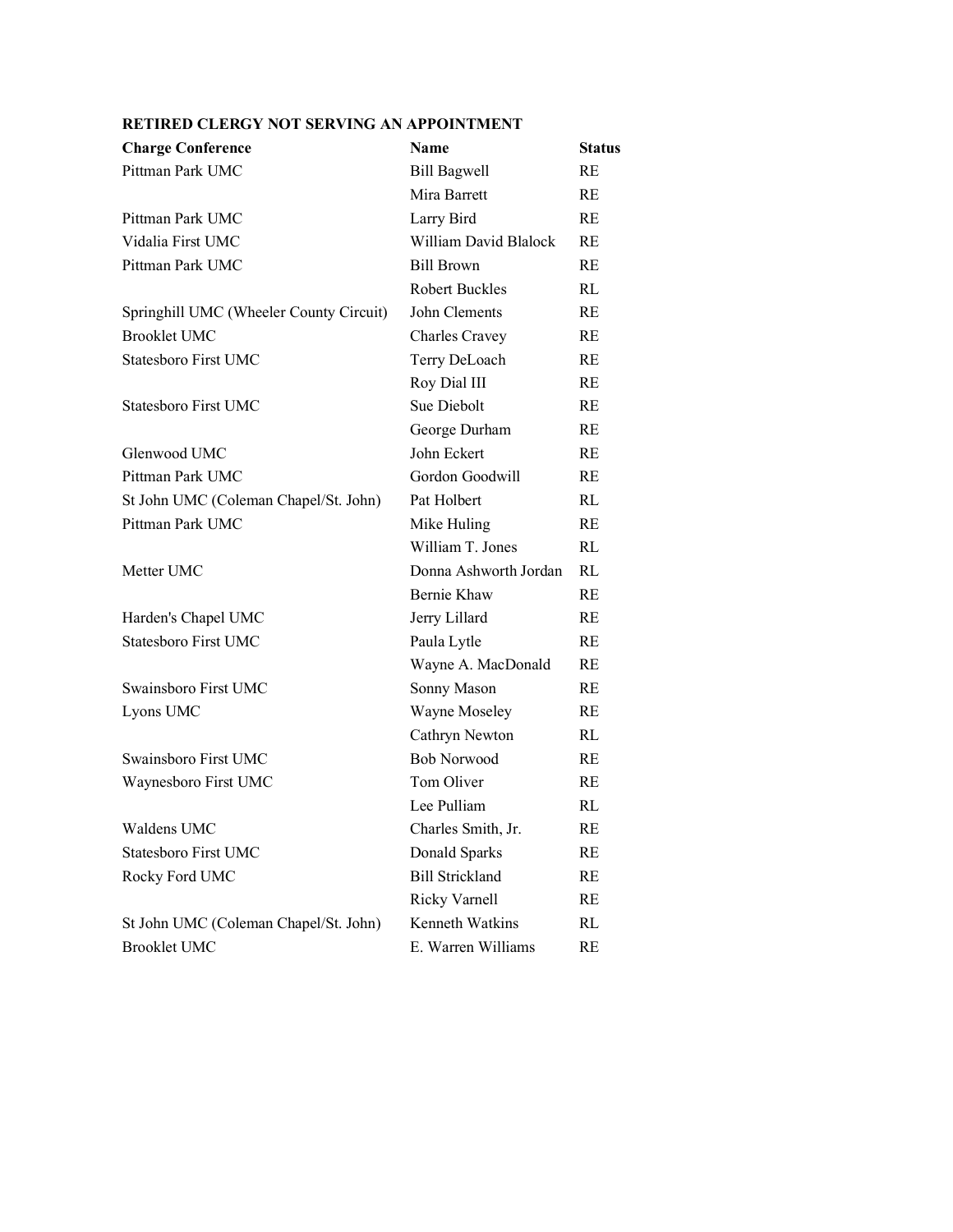**RETIRED CLERGY NOT SERVING AN APPOINTMENT**

| Charge Conference | Name | Status |
|---|---|---|
| Pittman Park UMC | Bill Bagwell | RE |
| | Mira Barrett | RE |
| Pittman Park UMC | Larry Bird | RE |
| Vidalia First UMC | William David Blalock | RE |
| Pittman Park UMC | Bill Brown | RE |
| | Robert Buckles | RL |
| Springhill UMC (Wheeler County Circuit) | John Clements | RE |
| Brooklet UMC | Charles Cravey | RE |
| Statesboro First UMC | Terry DeLoach | RE |
| | Roy Dial III | RE |
| Statesboro First UMC | Sue Diebolt | RE |
| | George Durham | RE |
| Glenwood UMC | John Eckert | RE |
| Pittman Park UMC | Gordon Goodwill | RE |
| St John UMC (Coleman Chapel/St. John) | Pat Holbert | RL |
| Pittman Park UMC | Mike Huling | RE |
| | William T. Jones | RL |
| Metter UMC | Donna Ashworth Jordan | RL |
| | Bernie Khaw | RE |
| Harden's Chapel UMC | Jerry Lillard | RE |
| Statesboro First UMC | Paula Lytle | RE |
| | Wayne A. MacDonald | RE |
| Swainsboro First UMC | Sonny Mason | RE |
| Lyons UMC | Wayne Moseley | RE |
| | Cathryn Newton | RL |
| Swainsboro First UMC | Bob Norwood | RE |
| Waynesboro First UMC | Tom Oliver | RE |
| | Lee Pulliam | RL |
| Waldens UMC | Charles Smith, Jr. | RE |
| Statesboro First UMC | Donald Sparks | RE |
| Rocky Ford UMC | Bill Strickland | RE |
| | Ricky Varnell | RE |
| St John UMC (Coleman Chapel/St. John) | Kenneth Watkins | RL |
| Brooklet UMC | E. Warren Williams | RE |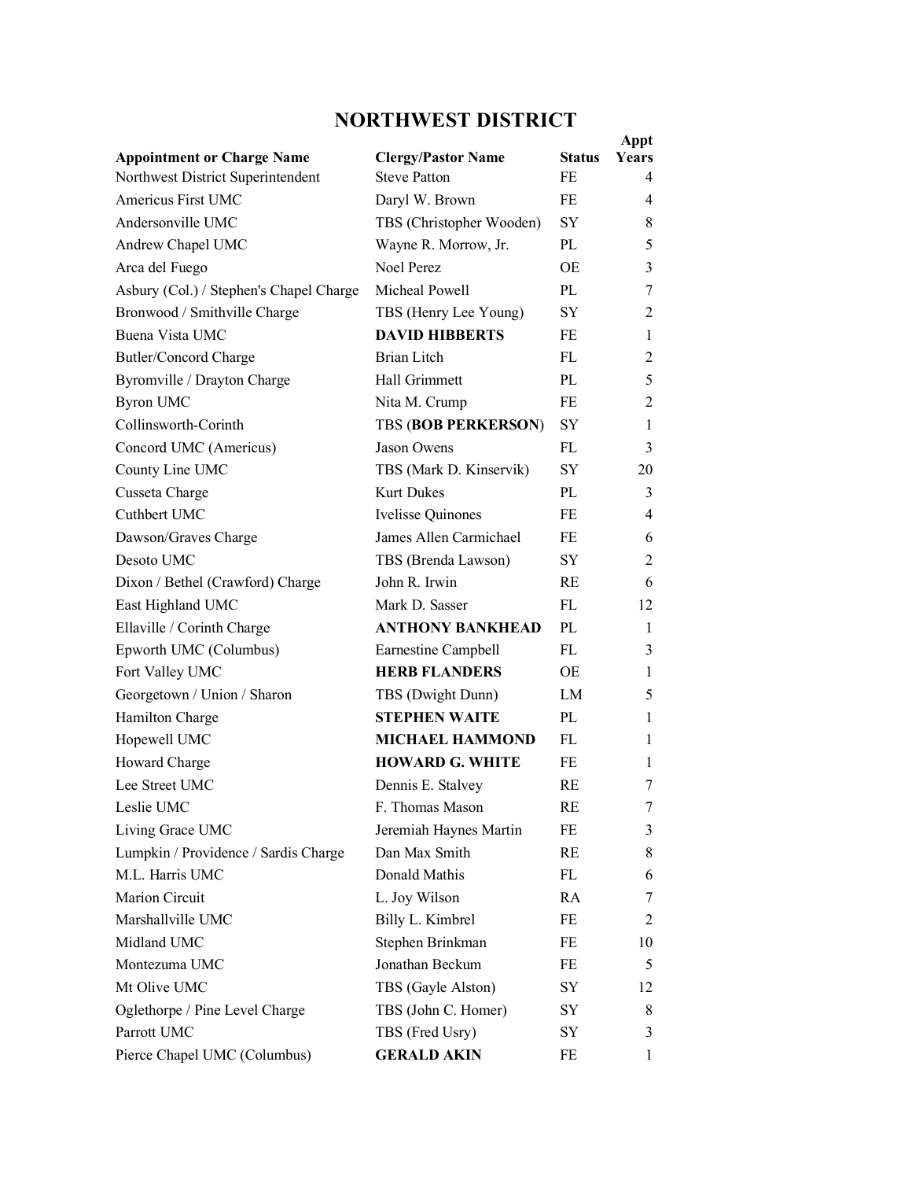## NORTHWEST DISTRICT

| Appointment or Charge Name | Clergy/Pastor Name | Status | Appt Years |
|---|---|---|---|
| Northwest District Superintendent | Steve Patton | FE | 4 |
| Americus First UMC | Daryl W. Brown | FE | 4 |
| Andersonville UMC | TBS (Christopher Wooden) | SY | 8 |
| Andrew Chapel UMC | Wayne R. Morrow, Jr. | PL | 5 |
| Arca del Fuego | Noel Perez | OE | 3 |
| Asbury (Col.) / Stephen's Chapel Charge | Micheal Powell | PL | 7 |
| Bronwood / Smithville Charge | TBS (Henry Lee Young) | SY | 2 |
| Buena Vista UMC | **DAVID HIBBERTS** | FE | 1 |
| Butler/Concord Charge | Brian Litch | FL | 2 |
| Byromville / Drayton Charge | Hall Grimmett | PL | 5 |
| Byron UMC | Nita M. Crump | FE | 2 |
| Collinsworth-Corinth | TBS (**BOB PERKERSON**) | SY | 1 |
| Concord UMC (Americus) | Jason Owens | FL | 3 |
| County Line UMC | TBS (Mark D. Kinservik) | SY | 20 |
| Cusseta Charge | Kurt Dukes | PL | 3 |
| Cuthbert UMC | Ivelisse Quinones | FE | 4 |
| Dawson/Graves Charge | James Allen Carmichael | FE | 6 |
| Desoto UMC | TBS (Brenda Lawson) | SY | 2 |
| Dixon / Bethel (Crawford) Charge | John R. Irwin | RE | 6 |
| East Highland UMC | Mark D. Sasser | FL | 12 |
| Ellaville / Corinth Charge | **ANTHONY BANKHEAD** | PL | 1 |
| Epworth UMC (Columbus) | Earnestine Campbell | FL | 3 |
| Fort Valley UMC | **HERB FLANDERS** | OE | 1 |
| Georgetown / Union / Sharon | TBS (Dwight Dunn) | LM | 5 |
| Hamilton Charge | **STEPHEN WAITE** | PL | 1 |
| Hopewell UMC | **MICHAEL HAMMOND** | FL | 1 |
| Howard Charge | **HOWARD G. WHITE** | FE | 1 |
| Lee Street UMC | Dennis E. Stalvey | RE | 7 |
| Leslie UMC | F. Thomas Mason | RE | 7 |
| Living Grace UMC | Jeremiah Haynes Martin | FE | 3 |
| Lumpkin / Providence / Sardis Charge | Dan Max Smith | RE | 8 |
| M.L. Harris UMC | Donald Mathis | FL | 6 |
| Marion Circuit | L. Joy Wilson | RA | 7 |
| Marshallville UMC | Billy L. Kimbrel | FE | 2 |
| Midland UMC | Stephen Brinkman | FE | 10 |
| Montezuma UMC | Jonathan Beckum | FE | 5 |
| Mt Olive UMC | TBS (Gayle Alston) | SY | 12 |
| Oglethorpe / Pine Level Charge | TBS (John C. Homer) | SY | 8 |
| Parrott UMC | TBS (Fred Usry) | SY | 3 |
| Pierce Chapel UMC (Columbus) | **GERALD AKIN** | FE | 1 |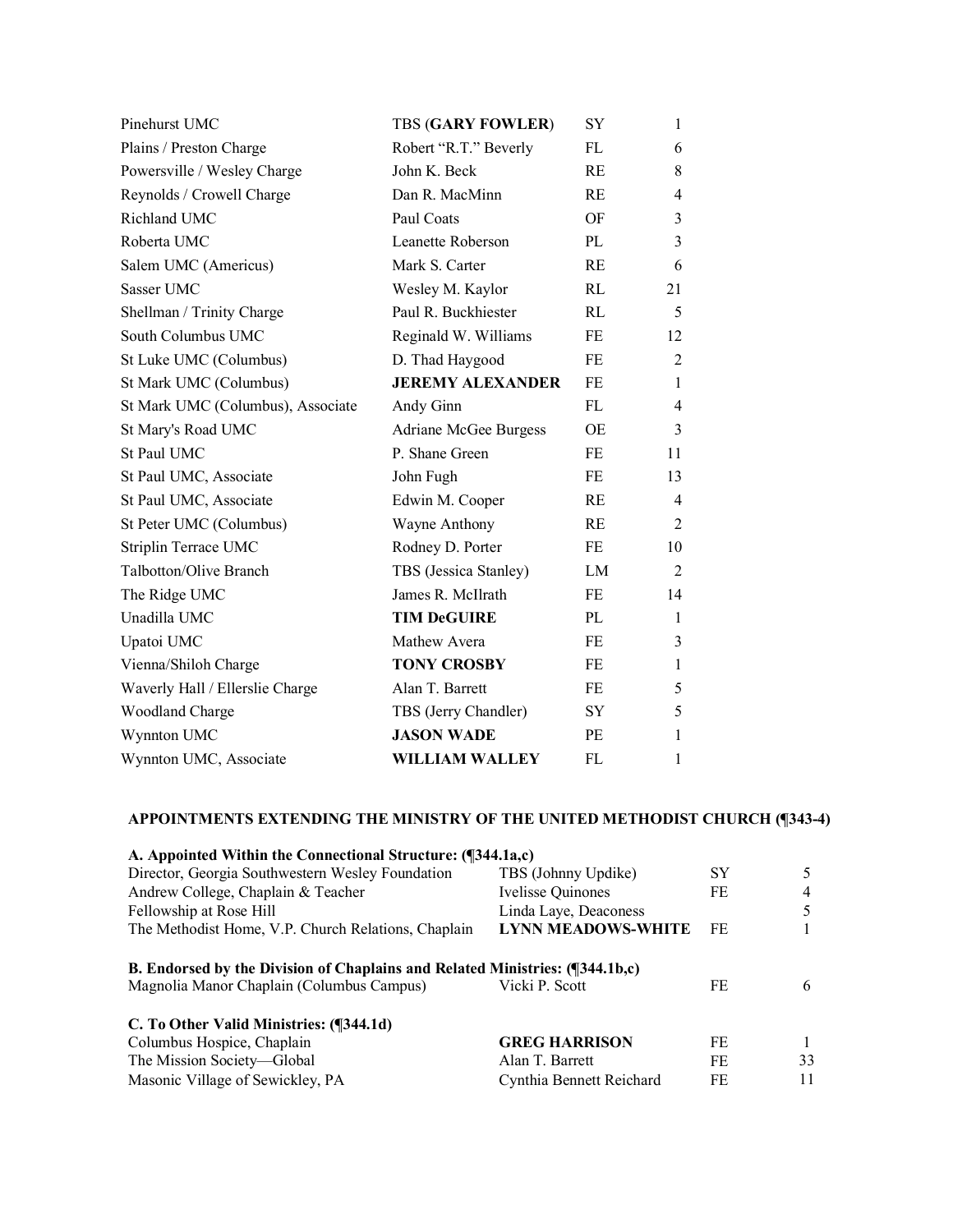| | | | |
|---|---|---|---|
| Pinehurst UMC | TBS (**GARY FOWLER**) | SY | 1 |
| Plains / Preston Charge | Robert "R.T." Beverly | FL | 6 |
| Powersville / Wesley Charge | John K. Beck | RE | 8 |
| Reynolds / Crowell Charge | Dan R. MacMinn | RE | 4 |
| Richland UMC | Paul Coats | OF | 3 |
| Roberta UMC | Leanette Roberson | PL | 3 |
| Salem UMC (Americus) | Mark S. Carter | RE | 6 |
| Sasser UMC | Wesley M. Kaylor | RL | 21 |
| Shellman / Trinity Charge | Paul R. Buckhiester | RL | 5 |
| South Columbus UMC | Reginald W. Williams | FE | 12 |
| St Luke UMC (Columbus) | D. Thad Haygood | FE | 2 |
| St Mark UMC (Columbus) | **JEREMY ALEXANDER** | FE | 1 |
| St Mark UMC (Columbus), Associate | Andy Ginn | FL | 4 |
| St Mary's Road UMC | Adriane McGee Burgess | OE | 3 |
| St Paul UMC | P. Shane Green | FE | 11 |
| St Paul UMC, Associate | John Fugh | FE | 13 |
| St Paul UMC, Associate | Edwin M. Cooper | RE | 4 |
| St Peter UMC (Columbus) | Wayne Anthony | RE | 2 |
| Striplin Terrace UMC | Rodney D. Porter | FE | 10 |
| Talbotton/Olive Branch | TBS (Jessica Stanley) | LM | 2 |
| The Ridge UMC | James R. McIlrath | FE | 14 |
| Unadilla UMC | **TIM DeGUIRE** | PL | 1 |
| Upatoi UMC | Mathew Avera | FE | 3 |
| Vienna/Shiloh Charge | **TONY CROSBY** | FE | 1 |
| Waverly Hall / Ellerslie Charge | Alan T. Barrett | FE | 5 |
| Woodland Charge | TBS (Jerry Chandler) | SY | 5 |
| Wynnton UMC | **JASON WADE** | PE | 1 |
| Wynnton UMC, Associate | **WILLIAM WALLEY** | FL | 1 |

**APPOINTMENTS EXTENDING THE MINISTRY OF THE UNITED METHODIST CHURCH (¶343-4)**

**A. Appointed Within the Connectional Structure: (¶344.1a,c)**

| | | | |
|---|---|---|---|
| Director, Georgia Southwestern Wesley Foundation | TBS (Johnny Updike) | SY | 5 |
| Andrew College, Chaplain & Teacher | Ivelisse Quinones | FE | 4 |
| Fellowship at Rose Hill | Linda Laye, Deaconess | | 5 |
| The Methodist Home, V.P. Church Relations, Chaplain | **LYNN MEADOWS-WHITE** | FE | 1 |

**B. Endorsed by the Division of Chaplains and Related Ministries: (¶344.1b,c)**

| | | | |
|---|---|---|---|
| Magnolia Manor Chaplain (Columbus Campus) | Vicki P. Scott | FE | 6 |

**C. To Other Valid Ministries: (¶344.1d)**

| | | | |
|---|---|---|---|
| Columbus Hospice, Chaplain | **GREG HARRISON** | FE | 1 |
| The Mission Society—Global | Alan T. Barrett | FE | 33 |
| Masonic Village of Sewickley, PA | Cynthia Bennett Reichard | FE | 11 |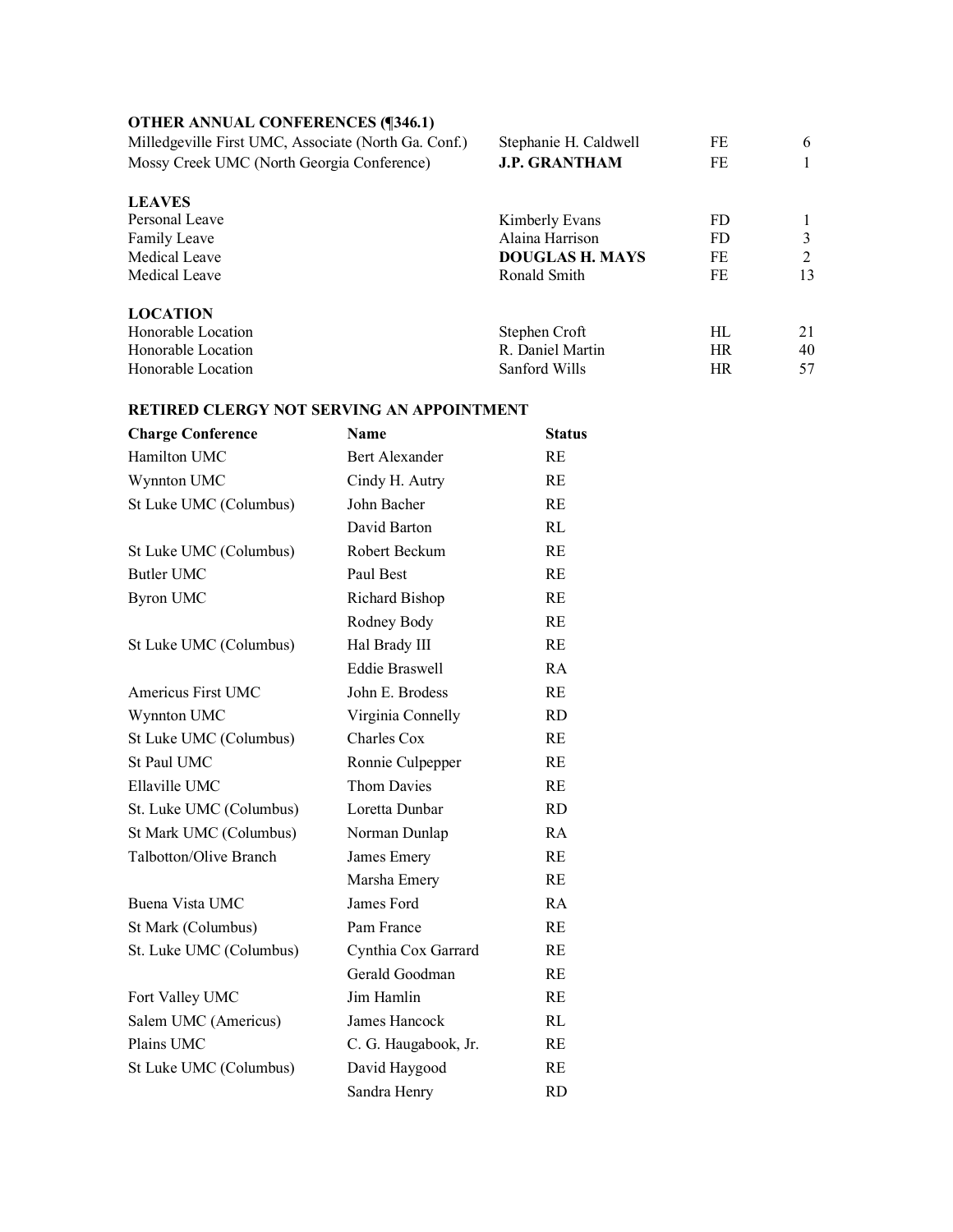**OTHER ANNUAL CONFERENCES (¶346.1)**

| | | | |
|---|---|---|---|
| Milledgeville First UMC, Associate (North Ga. Conf.) | Stephanie H. Caldwell | FE | 6 |
| Mossy Creek UMC (North Georgia Conference) | **J.P. GRANTHAM** | FE | 1 |

**LEAVES**

| | | | |
|---|---|---|---|
| Personal Leave | Kimberly Evans | FD | 1 |
| Family Leave | Alaina Harrison | FD | 3 |
| Medical Leave | **DOUGLAS H. MAYS** | FE | 2 |
| Medical Leave | Ronald Smith | FE | 13 |

**LOCATION**

| | | | |
|---|---|---|---|
| Honorable Location | Stephen Croft | HL | 21 |
| Honorable Location | R. Daniel Martin | HR | 40 |
| Honorable Location | Sanford Wills | HR | 57 |

**RETIRED CLERGY NOT SERVING AN APPOINTMENT**

| **Charge Conference** | **Name** | **Status** |
|---|---|---|
| Hamilton UMC | Bert Alexander | RE |
| Wynnton UMC | Cindy H. Autry | RE |
| St Luke UMC (Columbus) | John Bacher | RE |
| | David Barton | RL |
| St Luke UMC (Columbus) | Robert Beckum | RE |
| Butler UMC | Paul Best | RE |
| Byron UMC | Richard Bishop | RE |
| | Rodney Body | RE |
| St Luke UMC (Columbus) | Hal Brady III | RE |
| | Eddie Braswell | RA |
| Americus First UMC | John E. Brodess | RE |
| Wynnton UMC | Virginia Connelly | RD |
| St Luke UMC (Columbus) | Charles Cox | RE |
| St Paul UMC | Ronnie Culpepper | RE |
| Ellaville UMC | Thom Davies | RE |
| St. Luke UMC (Columbus) | Loretta Dunbar | RD |
| St Mark UMC (Columbus) | Norman Dunlap | RA |
| Talbotton/Olive Branch | James Emery | RE |
| | Marsha Emery | RE |
| Buena Vista UMC | James Ford | RA |
| St Mark (Columbus) | Pam France | RE |
| St. Luke UMC (Columbus) | Cynthia Cox Garrard | RE |
| | Gerald Goodman | RE |
| Fort Valley UMC | Jim Hamlin | RE |
| Salem UMC (Americus) | James Hancock | RL |
| Plains UMC | C. G. Haugabook, Jr. | RE |
| St Luke UMC (Columbus) | David Haygood | RE |
| | Sandra Henry | RD |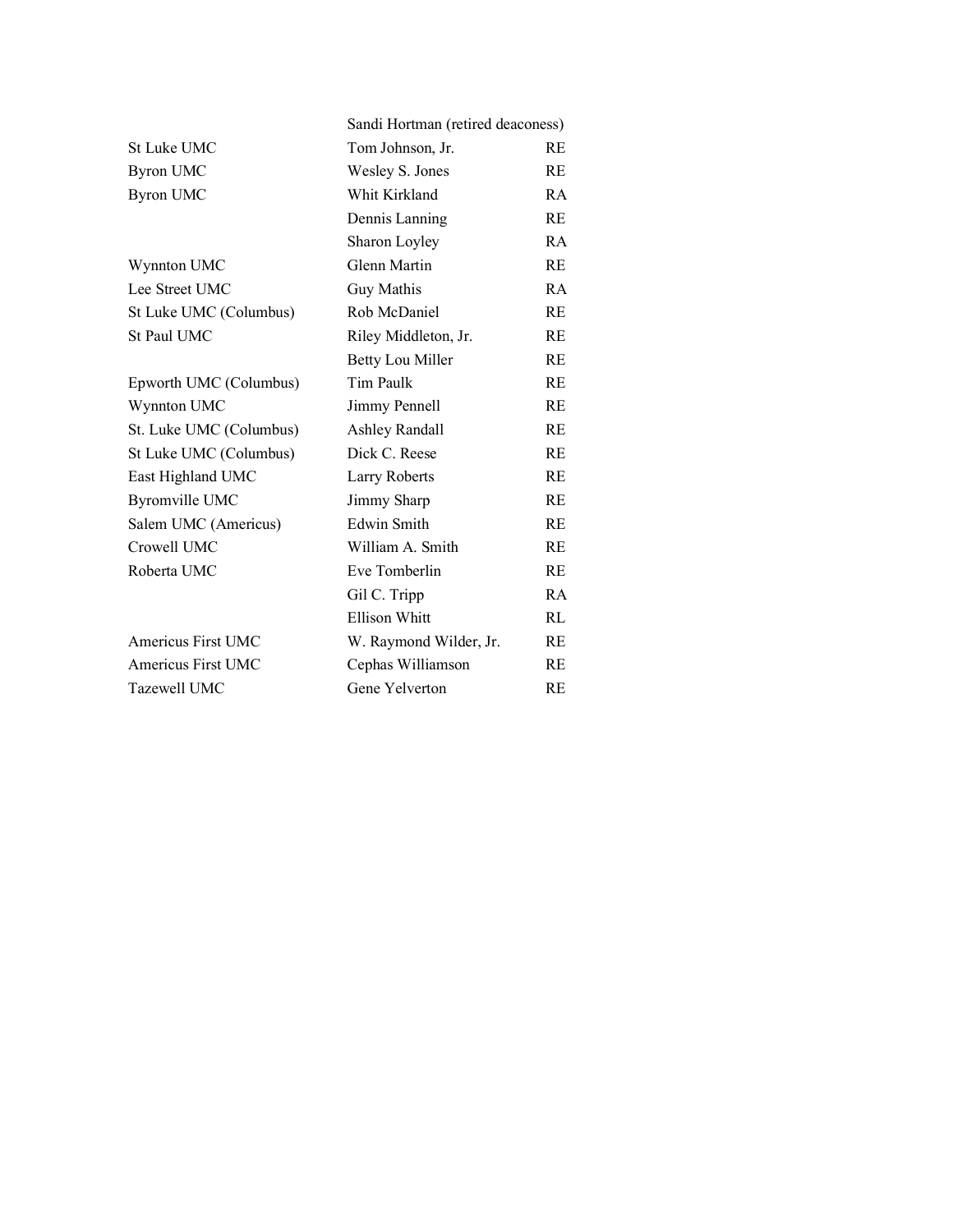| | | |
|---|---|---|
| | Sandi Hortman (retired deaconess) | |
| St Luke UMC | Tom Johnson, Jr. | RE |
| Byron UMC | Wesley S. Jones | RE |
| Byron UMC | Whit Kirkland | RA |
| | Dennis Lanning | RE |
| | Sharon Loyley | RA |
| Wynnton UMC | Glenn Martin | RE |
| Lee Street UMC | Guy Mathis | RA |
| St Luke UMC (Columbus) | Rob McDaniel | RE |
| St Paul UMC | Riley Middleton, Jr. | RE |
| | Betty Lou Miller | RE |
| Epworth UMC (Columbus) | Tim Paulk | RE |
| Wynnton UMC | Jimmy Pennell | RE |
| St. Luke UMC (Columbus) | Ashley Randall | RE |
| St Luke UMC (Columbus) | Dick C. Reese | RE |
| East Highland UMC | Larry Roberts | RE |
| Byromville UMC | Jimmy Sharp | RE |
| Salem UMC (Americus) | Edwin Smith | RE |
| Crowell UMC | William A. Smith | RE |
| Roberta UMC | Eve Tomberlin | RE |
| | Gil C. Tripp | RA |
| | Ellison Whitt | RL |
| Americus First UMC | W. Raymond Wilder, Jr. | RE |
| Americus First UMC | Cephas Williamson | RE |
| Tazewell UMC | Gene Yelverton | RE |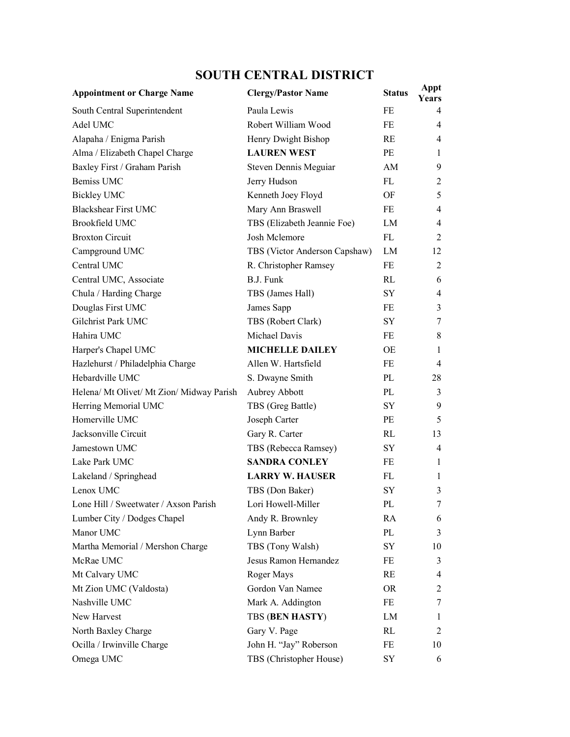# SOUTH CENTRAL DISTRICT

| Appointment or Charge Name | Clergy/Pastor Name | Status | Appt Years |
|---|---|---|---|
| South Central Superintendent | Paula Lewis | FE | 4 |
| Adel UMC | Robert William Wood | FE | 4 |
| Alapaha / Enigma Parish | Henry Dwight Bishop | RE | 4 |
| Alma / Elizabeth Chapel Charge | **LAUREN WEST** | PE | 1 |
| Baxley First / Graham Parish | Steven Dennis Meguiar | AM | 9 |
| Bemiss UMC | Jerry Hudson | FL | 2 |
| Bickley UMC | Kenneth Joey Floyd | OF | 5 |
| Blackshear First UMC | Mary Ann Braswell | FE | 4 |
| Brookfield UMC | TBS (Elizabeth Jeannie Foe) | LM | 4 |
| Broxton Circuit | Josh Mclemore | FL | 2 |
| Campground UMC | TBS (Victor Anderson Capshaw) | LM | 12 |
| Central UMC | R. Christopher Ramsey | FE | 2 |
| Central UMC, Associate | B.J. Funk | RL | 6 |
| Chula / Harding Charge | TBS (James Hall) | SY | 4 |
| Douglas First UMC | James Sapp | FE | 3 |
| Gilchrist Park UMC | TBS (Robert Clark) | SY | 7 |
| Hahira UMC | Michael Davis | FE | 8 |
| Harper's Chapel UMC | **MICHELLE DAILEY** | OE | 1 |
| Hazlehurst / Philadelphia Charge | Allen W. Hartsfield | FE | 4 |
| Hebardville UMC | S. Dwayne Smith | PL | 28 |
| Helena/ Mt Olivet/ Mt Zion/ Midway Parish | Aubrey Abbott | PL | 3 |
| Herring Memorial UMC | TBS (Greg Battle) | SY | 9 |
| Homerville UMC | Joseph Carter | PE | 5 |
| Jacksonville Circuit | Gary R. Carter | RL | 13 |
| Jamestown UMC | TBS (Rebecca Ramsey) | SY | 4 |
| Lake Park UMC | **SANDRA CONLEY** | FE | 1 |
| Lakeland / Springhead | **LARRY W. HAUSER** | FL | 1 |
| Lenox UMC | TBS (Don Baker) | SY | 3 |
| Lone Hill / Sweetwater / Axson Parish | Lori Howell-Miller | PL | 7 |
| Lumber City / Dodges Chapel | Andy R. Brownley | RA | 6 |
| Manor UMC | Lynn Barber | PL | 3 |
| Martha Memorial / Mershon Charge | TBS (Tony Walsh) | SY | 10 |
| McRae UMC | Jesus Ramon Hernandez | FE | 3 |
| Mt Calvary UMC | Roger Mays | RE | 4 |
| Mt Zion UMC (Valdosta) | Gordon Van Namee | OR | 2 |
| Nashville UMC | Mark A. Addington | FE | 7 |
| New Harvest | TBS (**BEN HASTY**) | LM | 1 |
| North Baxley Charge | Gary V. Page | RL | 2 |
| Ocilla / Irwinville Charge | John H. "Jay" Roberson | FE | 10 |
| Omega UMC | TBS (Christopher House) | SY | 6 |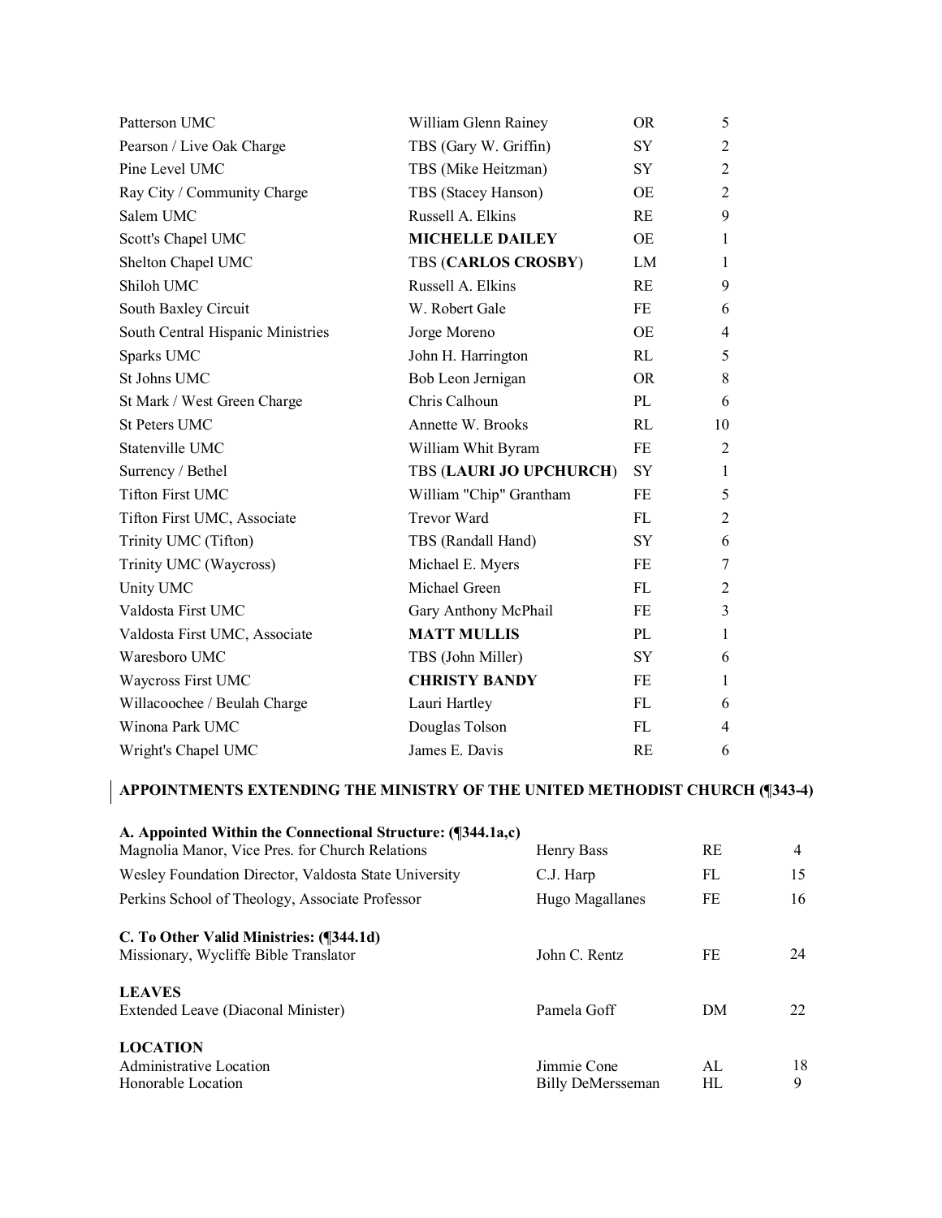| | | | |
|---|---|---|---|
| Patterson UMC | William Glenn Rainey | OR | 5 |
| Pearson / Live Oak Charge | TBS (Gary W. Griffin) | SY | 2 |
| Pine Level UMC | TBS (Mike Heitzman) | SY | 2 |
| Ray City / Community Charge | TBS (Stacey Hanson) | OE | 2 |
| Salem UMC | Russell A. Elkins | RE | 9 |
| Scott's Chapel UMC | **MICHELLE DAILEY** | OE | 1 |
| Shelton Chapel UMC | TBS (**CARLOS CROSBY**) | LM | 1 |
| Shiloh UMC | Russell A. Elkins | RE | 9 |
| South Baxley Circuit | W. Robert Gale | FE | 6 |
| South Central Hispanic Ministries | Jorge Moreno | OE | 4 |
| Sparks UMC | John H. Harrington | RL | 5 |
| St Johns UMC | Bob Leon Jernigan | OR | 8 |
| St Mark / West Green Charge | Chris Calhoun | PL | 6 |
| St Peters UMC | Annette W. Brooks | RL | 10 |
| Statenville UMC | William Whit Byram | FE | 2 |
| Surrency / Bethel | TBS (**LAURI JO UPCHURCH**) | SY | 1 |
| Tifton First UMC | William "Chip" Grantham | FE | 5 |
| Tifton First UMC, Associate | Trevor Ward | FL | 2 |
| Trinity UMC (Tifton) | TBS (Randall Hand) | SY | 6 |
| Trinity UMC (Waycross) | Michael E. Myers | FE | 7 |
| Unity UMC | Michael Green | FL | 2 |
| Valdosta First UMC | Gary Anthony McPhail | FE | 3 |
| Valdosta First UMC, Associate | **MATT MULLIS** | PL | 1 |
| Waresboro UMC | TBS (John Miller) | SY | 6 |
| Waycross First UMC | **CHRISTY BANDY** | FE | 1 |
| Willacoochee / Beulah Charge | Lauri Hartley | FL | 6 |
| Winona Park UMC | Douglas Tolson | FL | 4 |
| Wright's Chapel UMC | James E. Davis | RE | 6 |

**APPOINTMENTS EXTENDING THE MINISTRY OF THE UNITED METHODIST CHURCH (¶343-4)**

**A. Appointed Within the Connectional Structure: (¶344.1a,c)**

| | | | |
|---|---|---|---|
| Magnolia Manor, Vice Pres. for Church Relations | Henry Bass | RE | 4 |
| Wesley Foundation Director, Valdosta State University | C.J. Harp | FL | 15 |
| Perkins School of Theology, Associate Professor | Hugo Magallanes | FE | 16 |

**C. To Other Valid Ministries: (¶344.1d)**

| | | | |
|---|---|---|---|
| Missionary, Wycliffe Bible Translator | John C. Rentz | FE | 24 |

**LEAVES**

| | | | |
|---|---|---|---|
| Extended Leave (Diaconal Minister) | Pamela Goff | DM | 22 |

**LOCATION**

| | | | |
|---|---|---|---|
| Administrative Location | Jimmie Cone | AL | 18 |
| Honorable Location | Billy DeMersseman | HL | 9 |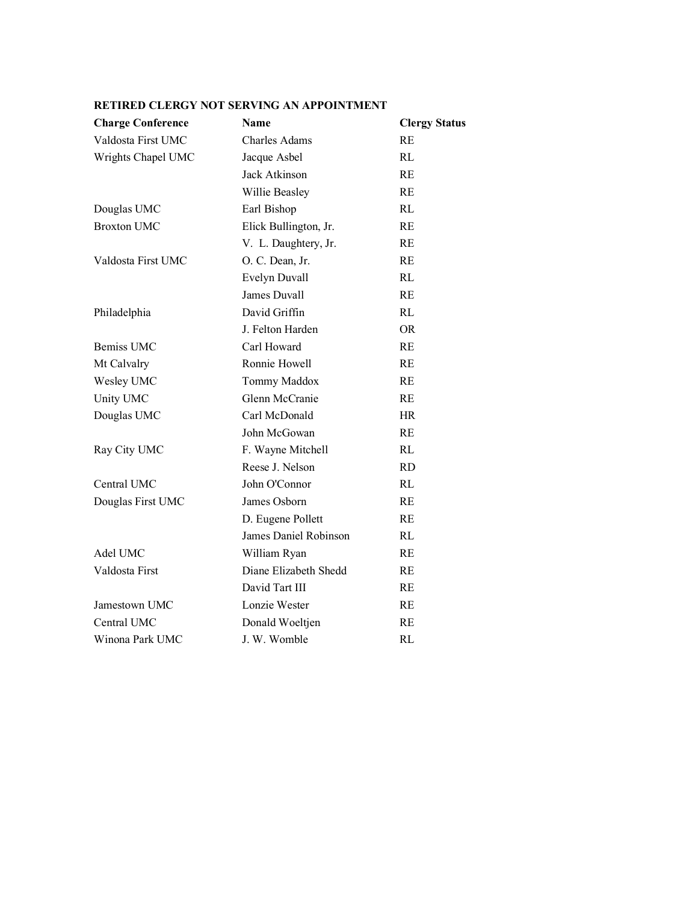**RETIRED CLERGY NOT SERVING AN APPOINTMENT**

| Charge Conference | Name | Clergy Status |
|---|---|---|
| Valdosta First UMC | Charles Adams | RE |
| Wrights Chapel UMC | Jacque Asbel | RL |
| | Jack Atkinson | RE |
| | Willie Beasley | RE |
| Douglas UMC | Earl Bishop | RL |
| Broxton UMC | Elick Bullington, Jr. | RE |
| | V. L. Daughtery, Jr. | RE |
| Valdosta First UMC | O. C. Dean, Jr. | RE |
| | Evelyn Duvall | RL |
| | James Duvall | RE |
| Philadelphia | David Griffin | RL |
| | J. Felton Harden | OR |
| Bemiss UMC | Carl Howard | RE |
| Mt Calvalry | Ronnie Howell | RE |
| Wesley UMC | Tommy Maddox | RE |
| Unity UMC | Glenn McCranie | RE |
| Douglas UMC | Carl McDonald | HR |
| | John McGowan | RE |
| Ray City UMC | F. Wayne Mitchell | RL |
| | Reese J. Nelson | RD |
| Central UMC | John O'Connor | RL |
| Douglas First UMC | James Osborn | RE |
| | D. Eugene Pollett | RE |
| | James Daniel Robinson | RL |
| Adel UMC | William Ryan | RE |
| Valdosta First | Diane Elizabeth Shedd | RE |
| | David Tart III | RE |
| Jamestown UMC | Lonzie Wester | RE |
| Central UMC | Donald Woeltjen | RE |
| Winona Park UMC | J. W. Womble | RL |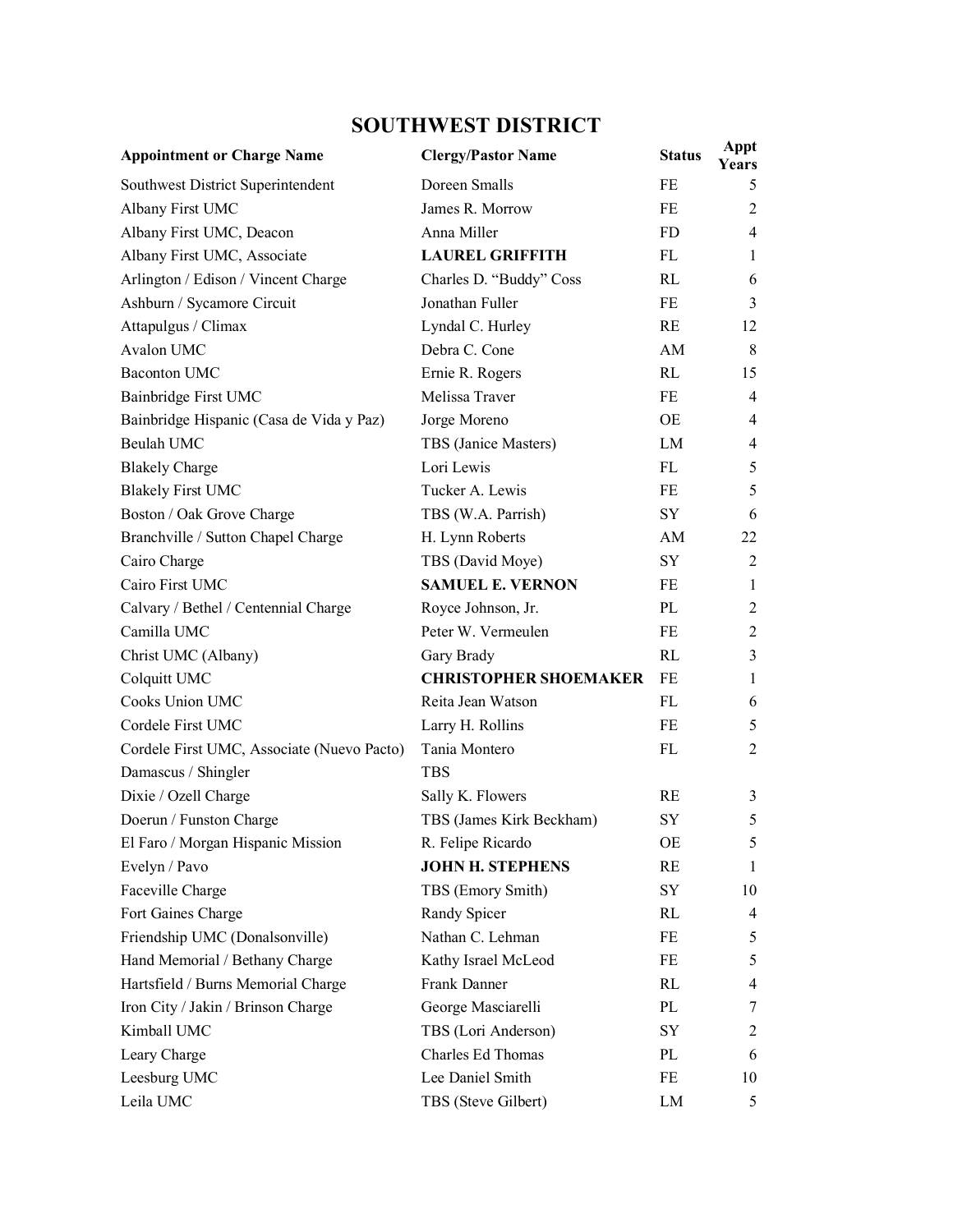## SOUTHWEST DISTRICT

| Appointment or Charge Name | Clergy/Pastor Name | Status | Appt Years |
|---|---|---|---|
| Southwest District Superintendent | Doreen Smalls | FE | 5 |
| Albany First UMC | James R. Morrow | FE | 2 |
| Albany First UMC, Deacon | Anna Miller | FD | 4 |
| Albany First UMC, Associate | **LAUREL GRIFFITH** | FL | 1 |
| Arlington / Edison / Vincent Charge | Charles D. "Buddy" Coss | RL | 6 |
| Ashburn / Sycamore Circuit | Jonathan Fuller | FE | 3 |
| Attapulgus / Climax | Lyndal C. Hurley | RE | 12 |
| Avalon UMC | Debra C. Cone | AM | 8 |
| Baconton UMC | Ernie R. Rogers | RL | 15 |
| Bainbridge First UMC | Melissa Traver | FE | 4 |
| Bainbridge Hispanic (Casa de Vida y Paz) | Jorge Moreno | OE | 4 |
| Beulah UMC | TBS (Janice Masters) | LM | 4 |
| Blakely Charge | Lori Lewis | FL | 5 |
| Blakely First UMC | Tucker A. Lewis | FE | 5 |
| Boston / Oak Grove Charge | TBS (W.A. Parrish) | SY | 6 |
| Branchville / Sutton Chapel Charge | H. Lynn Roberts | AM | 22 |
| Cairo Charge | TBS (David Moye) | SY | 2 |
| Cairo First UMC | **SAMUEL E. VERNON** | FE | 1 |
| Calvary / Bethel / Centennial Charge | Royce Johnson, Jr. | PL | 2 |
| Camilla UMC | Peter W. Vermeulen | FE | 2 |
| Christ UMC (Albany) | Gary Brady | RL | 3 |
| Colquitt UMC | **CHRISTOPHER SHOEMAKER** | FE | 1 |
| Cooks Union UMC | Reita Jean Watson | FL | 6 |
| Cordele First UMC | Larry H. Rollins | FE | 5 |
| Cordele First UMC, Associate (Nuevo Pacto) | Tania Montero | FL | 2 |
| Damascus / Shingler | TBS | | |
| Dixie / Ozell Charge | Sally K. Flowers | RE | 3 |
| Doerun / Funston Charge | TBS (James Kirk Beckham) | SY | 5 |
| El Faro / Morgan Hispanic Mission | R. Felipe Ricardo | OE | 5 |
| Evelyn / Pavo | **JOHN H. STEPHENS** | RE | 1 |
| Faceville Charge | TBS (Emory Smith) | SY | 10 |
| Fort Gaines Charge | Randy Spicer | RL | 4 |
| Friendship UMC (Donalsonville) | Nathan C. Lehman | FE | 5 |
| Hand Memorial / Bethany Charge | Kathy Israel McLeod | FE | 5 |
| Hartsfield / Burns Memorial Charge | Frank Danner | RL | 4 |
| Iron City / Jakin / Brinson Charge | George Masciarelli | PL | 7 |
| Kimball UMC | TBS (Lori Anderson) | SY | 2 |
| Leary Charge | Charles Ed Thomas | PL | 6 |
| Leesburg UMC | Lee Daniel Smith | FE | 10 |
| Leila UMC | TBS (Steve Gilbert) | LM | 5 |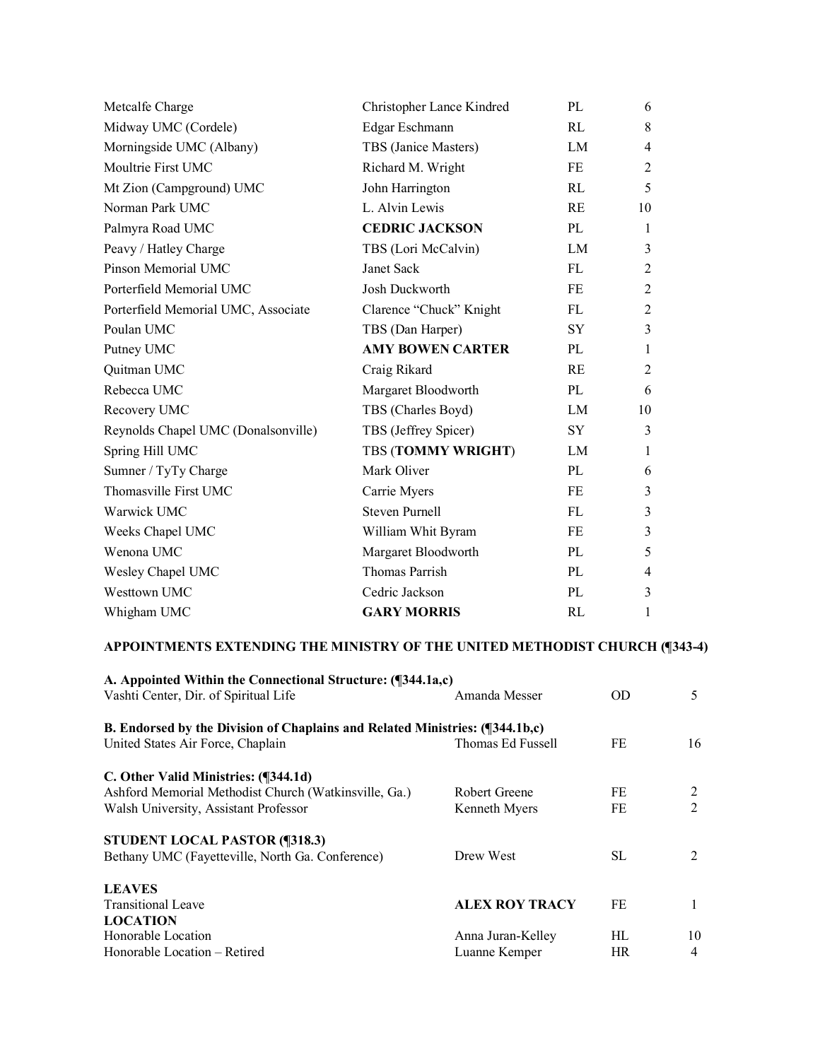| | | | |
|---|---|---|---|
| Metcalfe Charge | Christopher Lance Kindred | PL | 6 |
| Midway UMC (Cordele) | Edgar Eschmann | RL | 8 |
| Morningside UMC (Albany) | TBS (Janice Masters) | LM | 4 |
| Moultrie First UMC | Richard M. Wright | FE | 2 |
| Mt Zion (Campground) UMC | John Harrington | RL | 5 |
| Norman Park UMC | L. Alvin Lewis | RE | 10 |
| Palmyra Road UMC | **CEDRIC JACKSON** | PL | 1 |
| Peavy / Hatley Charge | TBS (Lori McCalvin) | LM | 3 |
| Pinson Memorial UMC | Janet Sack | FL | 2 |
| Porterfield Memorial UMC | Josh Duckworth | FE | 2 |
| Porterfield Memorial UMC, Associate | Clarence "Chuck" Knight | FL | 2 |
| Poulan UMC | TBS (Dan Harper) | SY | 3 |
| Putney UMC | **AMY BOWEN CARTER** | PL | 1 |
| Quitman UMC | Craig Rikard | RE | 2 |
| Rebecca UMC | Margaret Bloodworth | PL | 6 |
| Recovery UMC | TBS (Charles Boyd) | LM | 10 |
| Reynolds Chapel UMC (Donalsonville) | TBS (Jeffrey Spicer) | SY | 3 |
| Spring Hill UMC | TBS (**TOMMY WRIGHT**) | LM | 1 |
| Sumner / TyTy Charge | Mark Oliver | PL | 6 |
| Thomasville First UMC | Carrie Myers | FE | 3 |
| Warwick UMC | Steven Purnell | FL | 3 |
| Weeks Chapel UMC | William Whit Byram | FE | 3 |
| Wenona UMC | Margaret Bloodworth | PL | 5 |
| Wesley Chapel UMC | Thomas Parrish | PL | 4 |
| Westtown UMC | Cedric Jackson | PL | 3 |
| Whigham UMC | **GARY MORRIS** | RL | 1 |

**APPOINTMENTS EXTENDING THE MINISTRY OF THE UNITED METHODIST CHURCH (¶343-4)**

**A. Appointed Within the Connectional Structure: (¶344.1a,c)**

| | | | |
|---|---|---|---|
| Vashti Center, Dir. of Spiritual Life | Amanda Messer | OD | 5 |

**B. Endorsed by the Division of Chaplains and Related Ministries: (¶344.1b,c)**

| | | | |
|---|---|---|---|
| United States Air Force, Chaplain | Thomas Ed Fussell | FE | 16 |

**C. Other Valid Ministries: (¶344.1d)**

| | | | |
|---|---|---|---|
| Ashford Memorial Methodist Church (Watkinsville, Ga.) | Robert Greene | FE | 2 |
| Walsh University, Assistant Professor | Kenneth Myers | FE | 2 |

**STUDENT LOCAL PASTOR (¶318.3)**

| | | | |
|---|---|---|---|
| Bethany UMC (Fayetteville, North Ga. Conference) | Drew West | SL | 2 |

**LEAVES**

| | | | |
|---|---|---|---|
| Transitional Leave | **ALEX ROY TRACY** | FE | 1 |

**LOCATION**

| | | | |
|---|---|---|---|
| Honorable Location | Anna Juran-Kelley | HL | 10 |
| Honorable Location – Retired | Luanne Kemper | HR | 4 |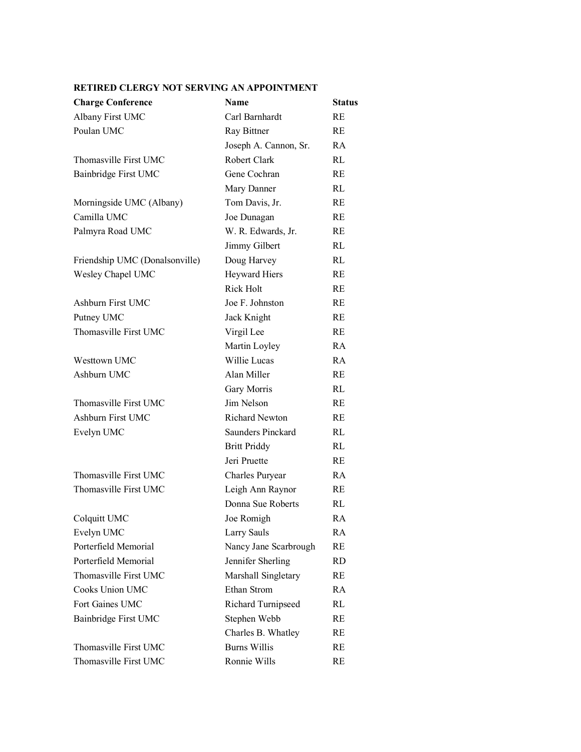**RETIRED CLERGY NOT SERVING AN APPOINTMENT**

| Charge Conference | Name | Status |
|---|---|---|
| Albany First UMC | Carl Barnhardt | RE |
| Poulan UMC | Ray Bittner | RE |
| | Joseph A. Cannon, Sr. | RA |
| Thomasville First UMC | Robert Clark | RL |
| Bainbridge First UMC | Gene Cochran | RE |
| | Mary Danner | RL |
| Morningside UMC (Albany) | Tom Davis, Jr. | RE |
| Camilla UMC | Joe Dunagan | RE |
| Palmyra Road UMC | W. R. Edwards, Jr. | RE |
| | Jimmy Gilbert | RL |
| Friendship UMC (Donalsonville) | Doug Harvey | RL |
| Wesley Chapel UMC | Heyward Hiers | RE |
| | Rick Holt | RE |
| Ashburn First UMC | Joe F. Johnston | RE |
| Putney UMC | Jack Knight | RE |
| Thomasville First UMC | Virgil Lee | RE |
| | Martin Loyley | RA |
| Westtown UMC | Willie Lucas | RA |
| Ashburn UMC | Alan Miller | RE |
| | Gary Morris | RL |
| Thomasville First UMC | Jim Nelson | RE |
| Ashburn First UMC | Richard Newton | RE |
| Evelyn UMC | Saunders Pinckard | RL |
| | Britt Priddy | RL |
| | Jeri Pruette | RE |
| Thomasville First UMC | Charles Puryear | RA |
| Thomasville First UMC | Leigh Ann Raynor | RE |
| | Donna Sue Roberts | RL |
| Colquitt UMC | Joe Romigh | RA |
| Evelyn UMC | Larry Sauls | RA |
| Porterfield Memorial | Nancy Jane Scarbrough | RE |
| Porterfield Memorial | Jennifer Sherling | RD |
| Thomasville First UMC | Marshall Singletary | RE |
| Cooks Union UMC | Ethan Strom | RA |
| Fort Gaines UMC | Richard Turnipseed | RL |
| Bainbridge First UMC | Stephen Webb | RE |
| | Charles B. Whatley | RE |
| Thomasville First UMC | Burns Willis | RE |
| Thomasville First UMC | Ronnie Wills | RE |